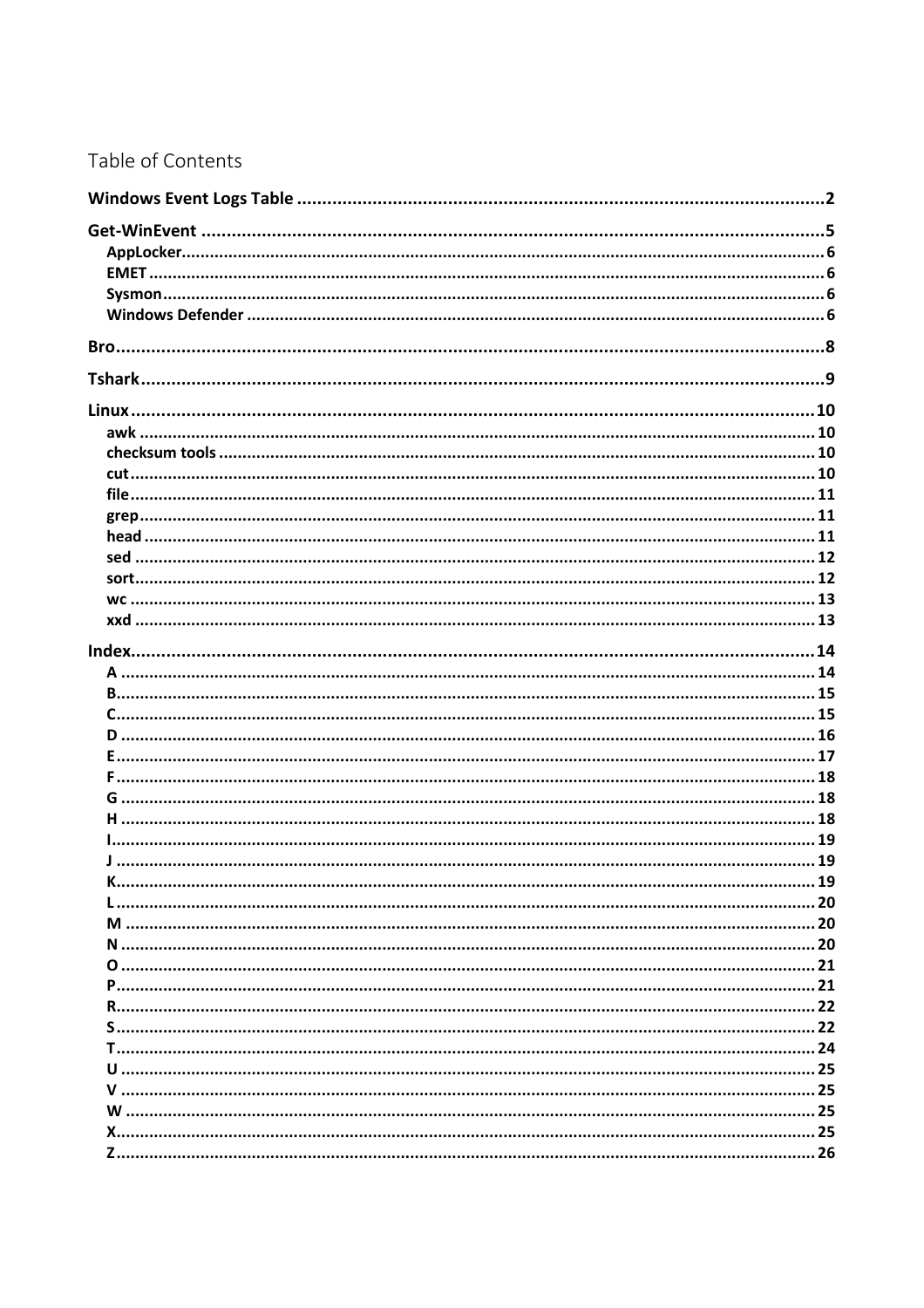# Table of Contents

**Windows Event Logs Table** .......... 2

**Get-WinEvent** .......... 5

- **AppLocker** .......... 6
- **EMET** .......... 6
- **Sysmon** .......... 6
- **Windows Defender** .......... 6

**Bro** .......... 8

**Tshark** .......... 9

**Linux** .......... 10

- **awk** .......... 10
- **checksum tools** .......... 10
- **cut** .......... 10
- **file** .......... 11
- **grep** .......... 11
- **head** .......... 11
- **sed** .......... 12
- **sort** .......... 12
- **wc** .......... 13
- **xxd** .......... 13

**Index** .......... 14

- **A** .......... 14
- **B** .......... 15
- **C** .......... 15
- **D** .......... 16
- **E** .......... 17
- **F** .......... 18
- **G** .......... 18
- **H** .......... 18
- **I** .......... 19
- **J** .......... 19
- **K** .......... 19
- **L** .......... 20
- **M** .......... 20
- **N** .......... 20
- **O** .......... 21
- **P** .......... 21
- **R** .......... 22
- **S** .......... 22
- **T** .......... 24
- **U** .......... 25
- **V** .......... 25
- **W** .......... 25
- **X** .......... 25
- **Z** .......... 26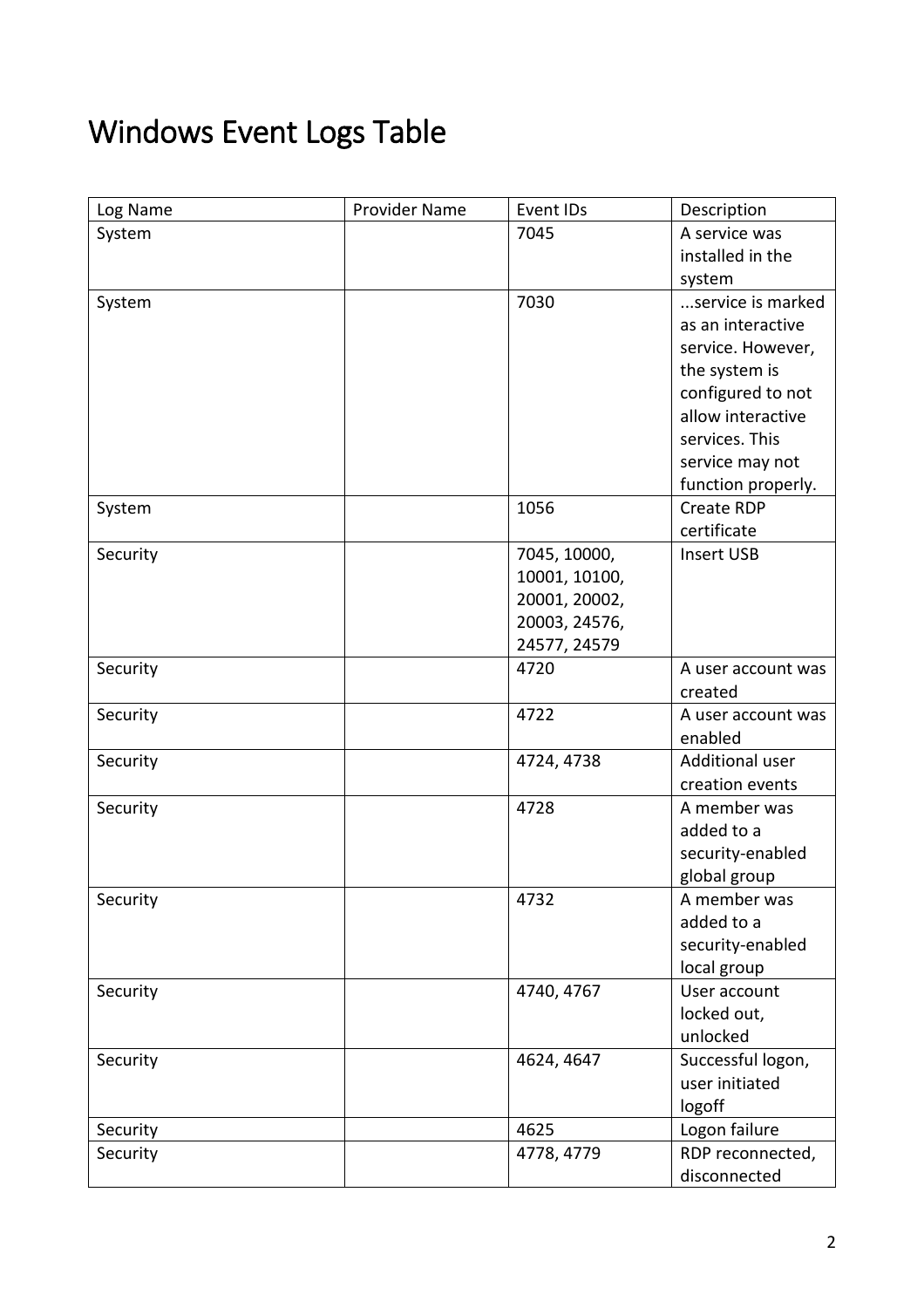# Windows Event Logs Table

| Log Name | Provider Name | Event IDs | Description |
|---|---|---|---|
| System | | 7045 | A service was installed in the system |
| System | | 7030 | ...service is marked as an interactive service. However, the system is configured to not allow interactive services. This service may not function properly. |
| System | | 1056 | Create RDP certificate |
| Security | | 7045, 10000, 10001, 10100, 20001, 20002, 20003, 24576, 24577, 24579 | Insert USB |
| Security | | 4720 | A user account was created |
| Security | | 4722 | A user account was enabled |
| Security | | 4724, 4738 | Additional user creation events |
| Security | | 4728 | A member was added to a security-enabled global group |
| Security | | 4732 | A member was added to a security-enabled local group |
| Security | | 4740, 4767 | User account locked out, unlocked |
| Security | | 4624, 4647 | Successful logon, user initiated logoff |
| Security | | 4625 | Logon failure |
| Security | | 4778, 4779 | RDP reconnected, disconnected |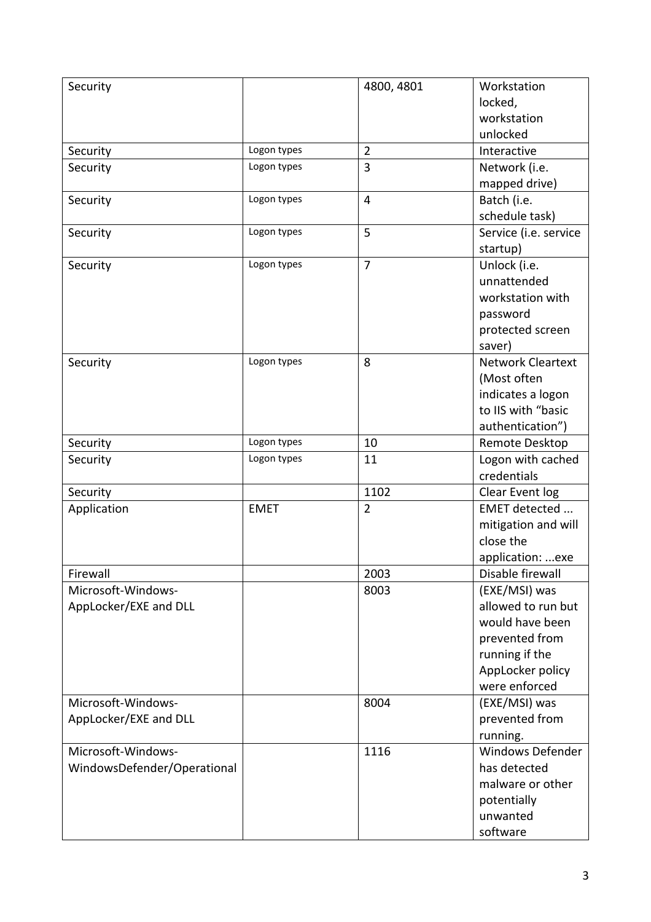| Security | | 4800, 4801 | Workstation locked, workstation unlocked |
|---|---|---|---|
| Security | Logon types | 2 | Interactive |
| Security | Logon types | 3 | Network (i.e. mapped drive) |
| Security | Logon types | 4 | Batch (i.e. schedule task) |
| Security | Logon types | 5 | Service (i.e. service startup) |
| Security | Logon types | 7 | Unlock (i.e. unattended workstation with password protected screen saver) |
| Security | Logon types | 8 | Network Cleartext (Most often indicates a logon to IIS with “basic authentication”) |
| Security | Logon types | 10 | Remote Desktop |
| Security | Logon types | 11 | Logon with cached credentials |
| Security | | 1102 | Clear Event log |
| Application | EMET | 2 | EMET detected ... mitigation and will close the application: ...exe |
| Firewall | | 2003 | Disable firewall |
| Microsoft-Windows-AppLocker/EXE and DLL | | 8003 | (EXE/MSI) was allowed to run but would have been prevented from running if the AppLocker policy were enforced |
| Microsoft-Windows-AppLocker/EXE and DLL | | 8004 | (EXE/MSI) was prevented from running. |
| Microsoft-Windows-WindowsDefender/Operational | | 1116 | Windows Defender has detected malware or other potentially unwanted software |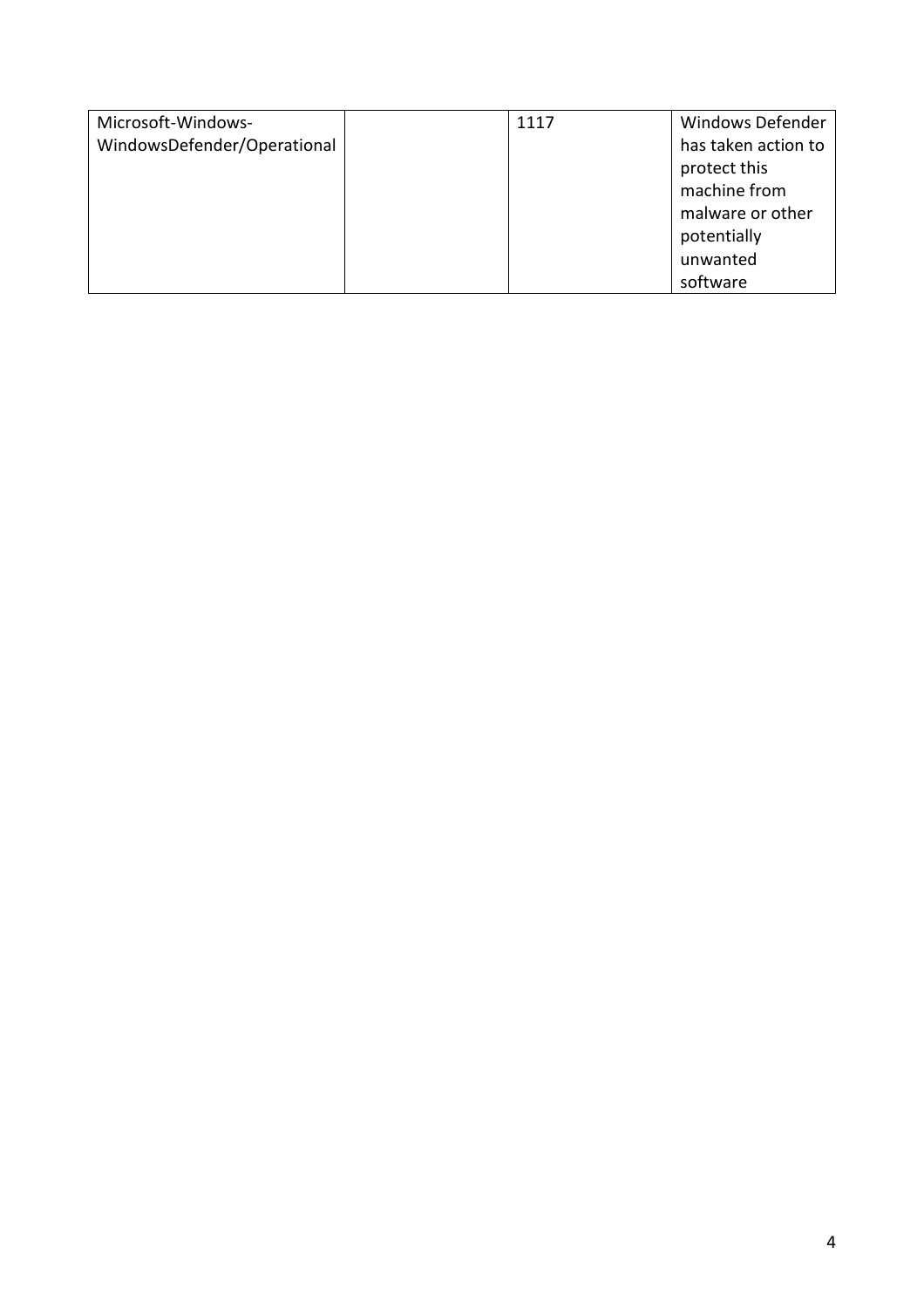| | | | |
|---|---|---|---|
| Microsoft-Windows-WindowsDefender/Operational | | 1117 | Windows Defender has taken action to protect this machine from malware or other potentially unwanted software |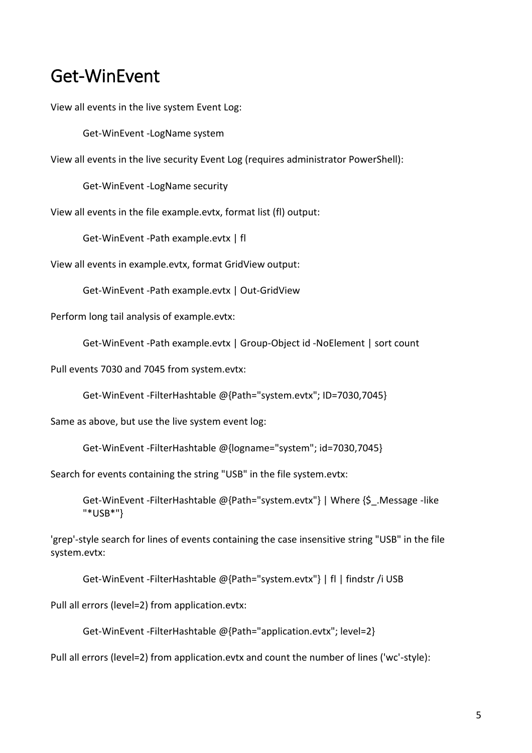# Get-WinEvent

View all events in the live system Event Log:

```
Get-WinEvent -LogName system
```

View all events in the live security Event Log (requires administrator PowerShell):

```
Get-WinEvent -LogName security
```

View all events in the file example.evtx, format list (fl) output:

```
Get-WinEvent -Path example.evtx | fl
```

View all events in example.evtx, format GridView output:

```
Get-WinEvent -Path example.evtx | Out-GridView
```

Perform long tail analysis of example.evtx:

```
Get-WinEvent -Path example.evtx | Group-Object id -NoElement | sort count
```

Pull events 7030 and 7045 from system.evtx:

```
Get-WinEvent -FilterHashtable @{Path="system.evtx"; ID=7030,7045}
```

Same as above, but use the live system event log:

```
Get-WinEvent -FilterHashtable @{logname="system"; id=7030,7045}
```

Search for events containing the string "USB" in the file system.evtx:

```
Get-WinEvent -FilterHashtable @{Path="system.evtx"} | Where {$_.Message -like "*USB*"}
```

'grep'-style search for lines of events containing the case insensitive string "USB" in the file system.evtx:

```
Get-WinEvent -FilterHashtable @{Path="system.evtx"} | fl | findstr /i USB
```

Pull all errors (level=2) from application.evtx:

```
Get-WinEvent -FilterHashtable @{Path="application.evtx"; level=2}
```

Pull all errors (level=2) from application.evtx and count the number of lines ('wc'-style):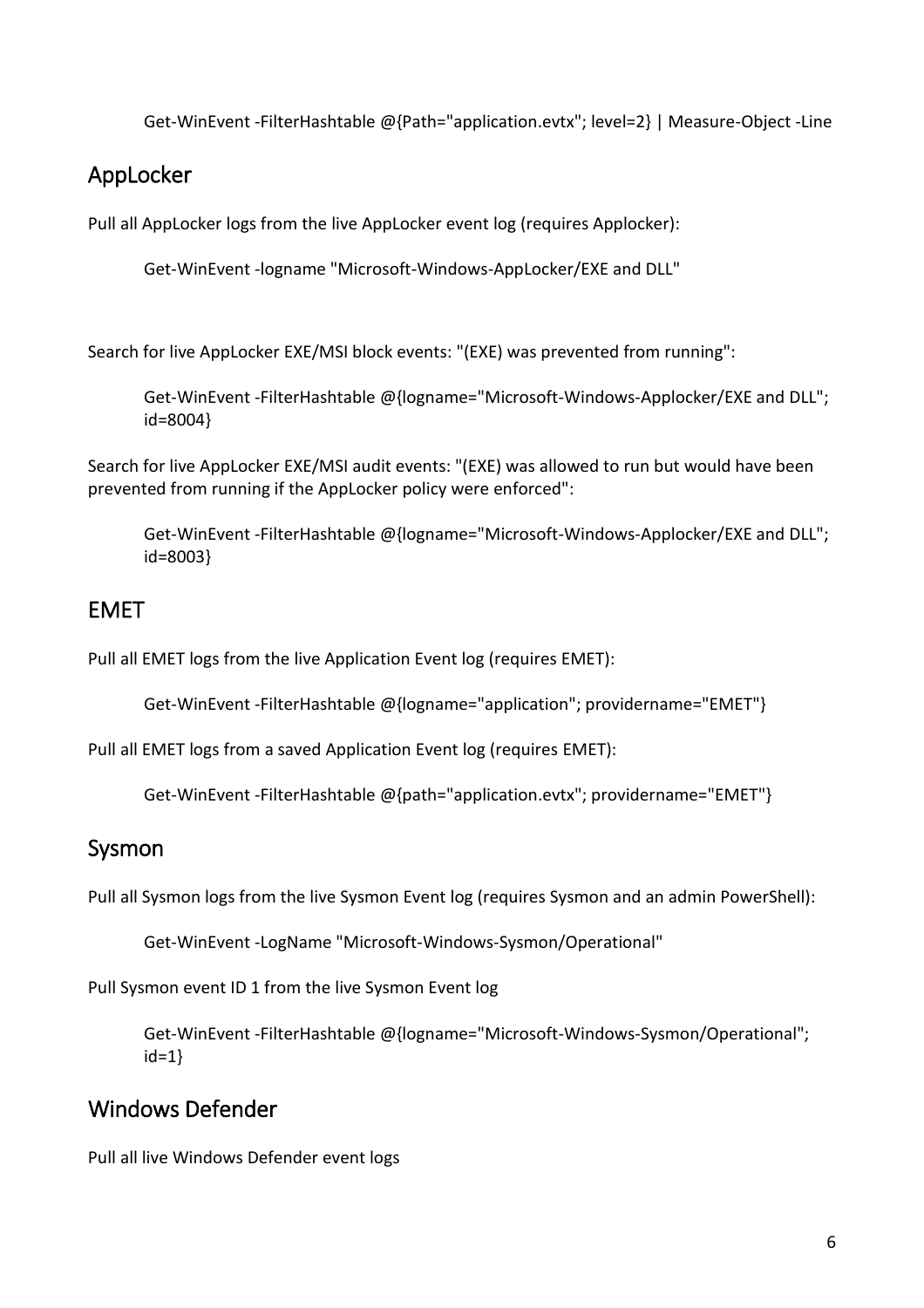```
Get-WinEvent -FilterHashtable @{Path="application.evtx"; level=2} | Measure-Object -Line
```

## AppLocker

Pull all AppLocker logs from the live AppLocker event log (requires Applocker):

```
Get-WinEvent -logname "Microsoft-Windows-AppLocker/EXE and DLL"
```

Search for live AppLocker EXE/MSI block events: "(EXE) was prevented from running":

```
Get-WinEvent -FilterHashtable @{logname="Microsoft-Windows-Applocker/EXE and DLL"; id=8004}
```

Search for live AppLocker EXE/MSI audit events: "(EXE) was allowed to run but would have been prevented from running if the AppLocker policy were enforced":

```
Get-WinEvent -FilterHashtable @{logname="Microsoft-Windows-Applocker/EXE and DLL"; id=8003}
```

## EMET

Pull all EMET logs from the live Application Event log (requires EMET):

```
Get-WinEvent -FilterHashtable @{logname="application"; providername="EMET"}
```

Pull all EMET logs from a saved Application Event log (requires EMET):

```
Get-WinEvent -FilterHashtable @{path="application.evtx"; providername="EMET"}
```

## Sysmon

Pull all Sysmon logs from the live Sysmon Event log (requires Sysmon and an admin PowerShell):

```
Get-WinEvent -LogName "Microsoft-Windows-Sysmon/Operational"
```

Pull Sysmon event ID 1 from the live Sysmon Event log

```
Get-WinEvent -FilterHashtable @{logname="Microsoft-Windows-Sysmon/Operational"; id=1}
```

## Windows Defender

Pull all live Windows Defender event logs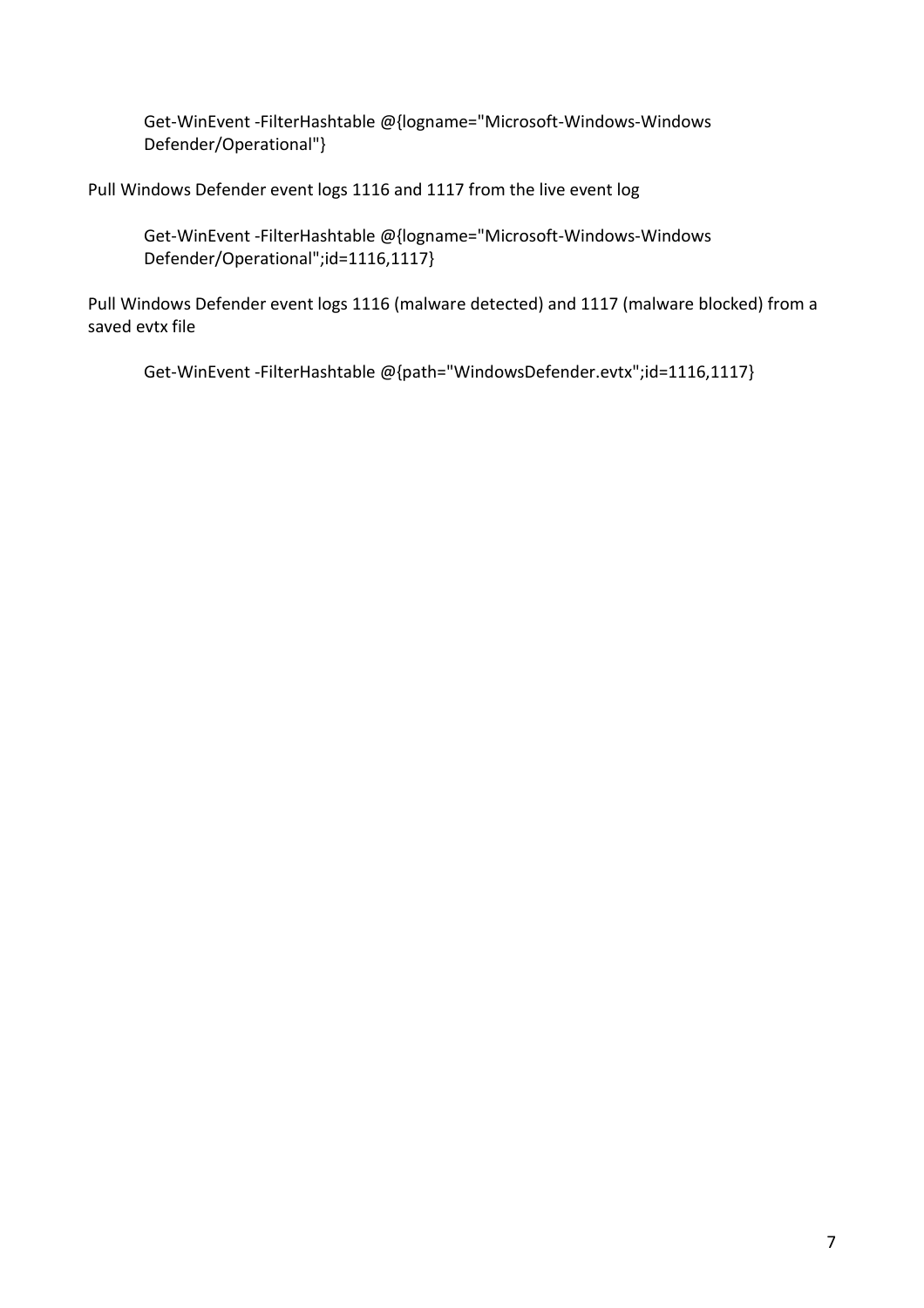```
Get-WinEvent -FilterHashtable @{logname="Microsoft-Windows-Windows Defender/Operational"}
```

Pull Windows Defender event logs 1116 and 1117 from the live event log

```
Get-WinEvent -FilterHashtable @{logname="Microsoft-Windows-Windows Defender/Operational";id=1116,1117}
```

Pull Windows Defender event logs 1116 (malware detected) and 1117 (malware blocked) from a saved evtx file

```
Get-WinEvent -FilterHashtable @{path="WindowsDefender.evtx";id=1116,1117}
```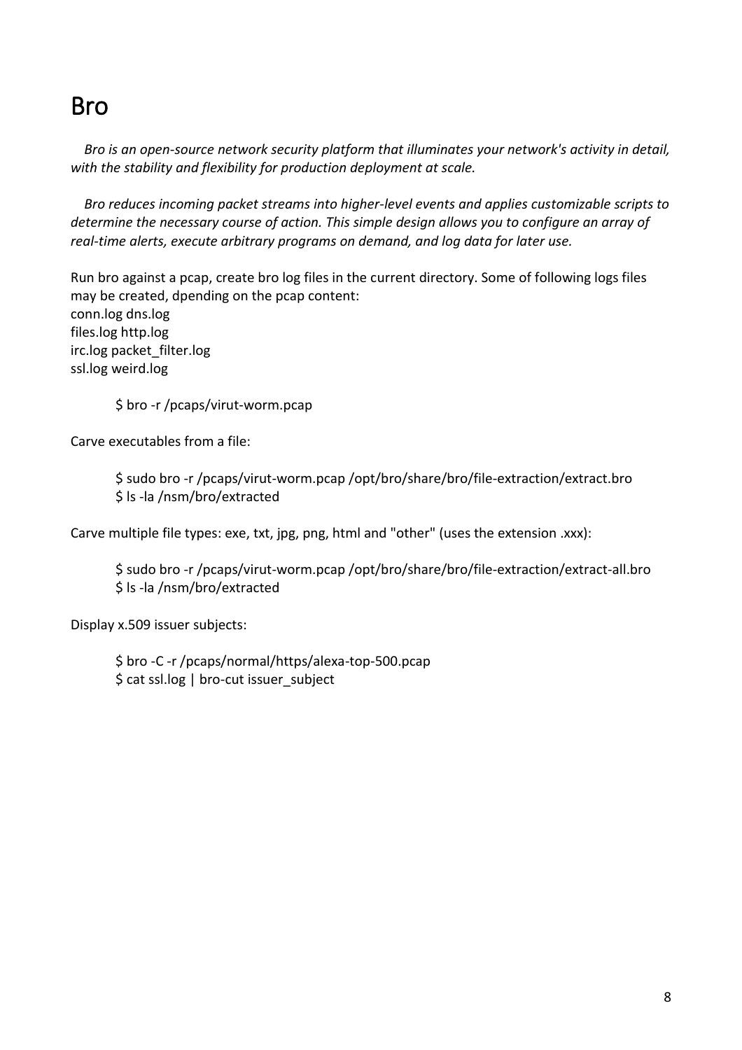# Bro

*Bro is an open-source network security platform that illuminates your network's activity in detail, with the stability and flexibility for production deployment at scale.*

*Bro reduces incoming packet streams into higher-level events and applies customizable scripts to determine the necessary course of action. This simple design allows you to configure an array of real-time alerts, execute arbitrary programs on demand, and log data for later use.*

Run bro against a pcap, create bro log files in the current directory. Some of following logs files may be created, dpending on the pcap content:
conn.log dns.log
files.log http.log
irc.log packet_filter.log
ssl.log weird.log

```
$ bro -r /pcaps/virut-worm.pcap
```

Carve executables from a file:

```
$ sudo bro -r /pcaps/virut-worm.pcap /opt/bro/share/bro/file-extraction/extract.bro
$ ls -la /nsm/bro/extracted
```

Carve multiple file types: exe, txt, jpg, png, html and "other" (uses the extension .xxx):

```
$ sudo bro -r /pcaps/virut-worm.pcap /opt/bro/share/bro/file-extraction/extract-all.bro
$ ls -la /nsm/bro/extracted
```

Display x.509 issuer subjects:

```
$ bro -C -r /pcaps/normal/https/alexa-top-500.pcap
$ cat ssl.log | bro-cut issuer_subject
```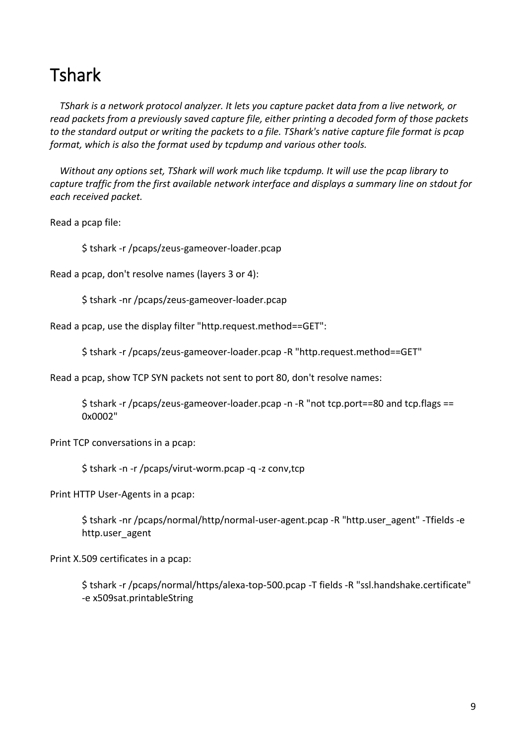# Tshark

*TShark is a network protocol analyzer. It lets you capture packet data from a live network, or read packets from a previously saved capture file, either printing a decoded form of those packets to the standard output or writing the packets to a file. TShark's native capture file format is pcap format, which is also the format used by tcpdump and various other tools.*

*Without any options set, TShark will work much like tcpdump. It will use the pcap library to capture traffic from the first available network interface and displays a summary line on stdout for each received packet.*

Read a pcap file:

```
$ tshark -r /pcaps/zeus-gameover-loader.pcap
```

Read a pcap, don't resolve names (layers 3 or 4):

```
$ tshark -nr /pcaps/zeus-gameover-loader.pcap
```

Read a pcap, use the display filter "http.request.method==GET":

```
$ tshark -r /pcaps/zeus-gameover-loader.pcap -R "http.request.method==GET"
```

Read a pcap, show TCP SYN packets not sent to port 80, don't resolve names:

```
$ tshark -r /pcaps/zeus-gameover-loader.pcap -n -R "not tcp.port==80 and tcp.flags == 0x0002"
```

Print TCP conversations in a pcap:

```
$ tshark -n -r /pcaps/virut-worm.pcap -q -z conv,tcp
```

Print HTTP User-Agents in a pcap:

```
$ tshark -nr /pcaps/normal/http/normal-user-agent.pcap -R "http.user_agent" -Tfields -e http.user_agent
```

Print X.509 certificates in a pcap:

```
$ tshark -r /pcaps/normal/https/alexa-top-500.pcap -T fields -R "ssl.handshake.certificate" -e x509sat.printableString
```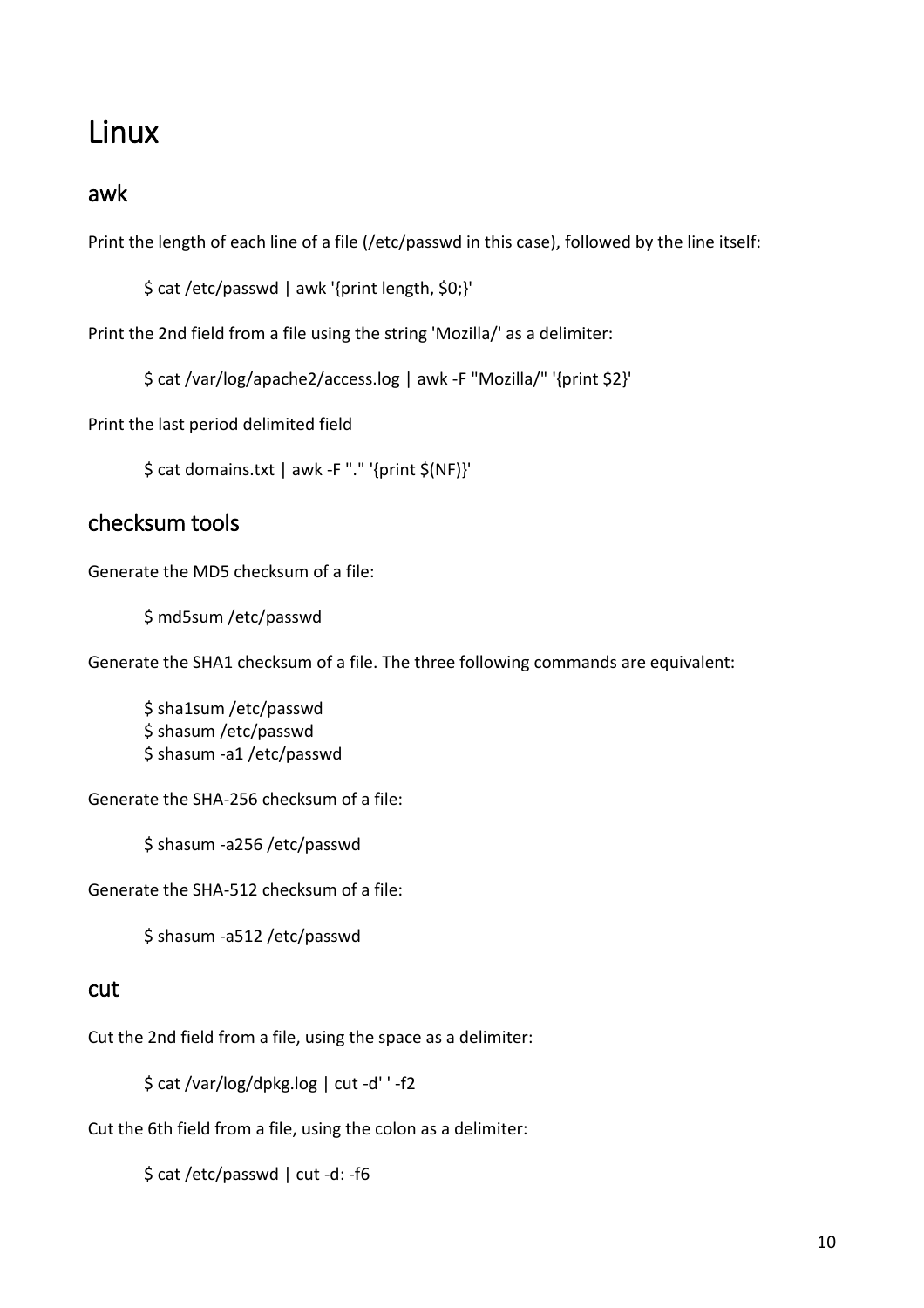# Linux

## awk

Print the length of each line of a file (/etc/passwd in this case), followed by the line itself:

```
$ cat /etc/passwd | awk '{print length, $0;}'
```

Print the 2nd field from a file using the string 'Mozilla/' as a delimiter:

```
$ cat /var/log/apache2/access.log | awk -F "Mozilla/" '{print $2}'
```

Print the last period delimited field

```
$ cat domains.txt | awk -F "." '{print $(NF)}'
```

## checksum tools

Generate the MD5 checksum of a file:

```
$ md5sum /etc/passwd
```

Generate the SHA1 checksum of a file. The three following commands are equivalent:

```
$ sha1sum /etc/passwd
$ shasum /etc/passwd
$ shasum -a1 /etc/passwd
```

Generate the SHA-256 checksum of a file:

```
$ shasum -a256 /etc/passwd
```

Generate the SHA-512 checksum of a file:

```
$ shasum -a512 /etc/passwd
```

## cut

Cut the 2nd field from a file, using the space as a delimiter:

```
$ cat /var/log/dpkg.log | cut -d' ' -f2
```

Cut the 6th field from a file, using the colon as a delimiter:

```
$ cat /etc/passwd | cut -d: -f6
```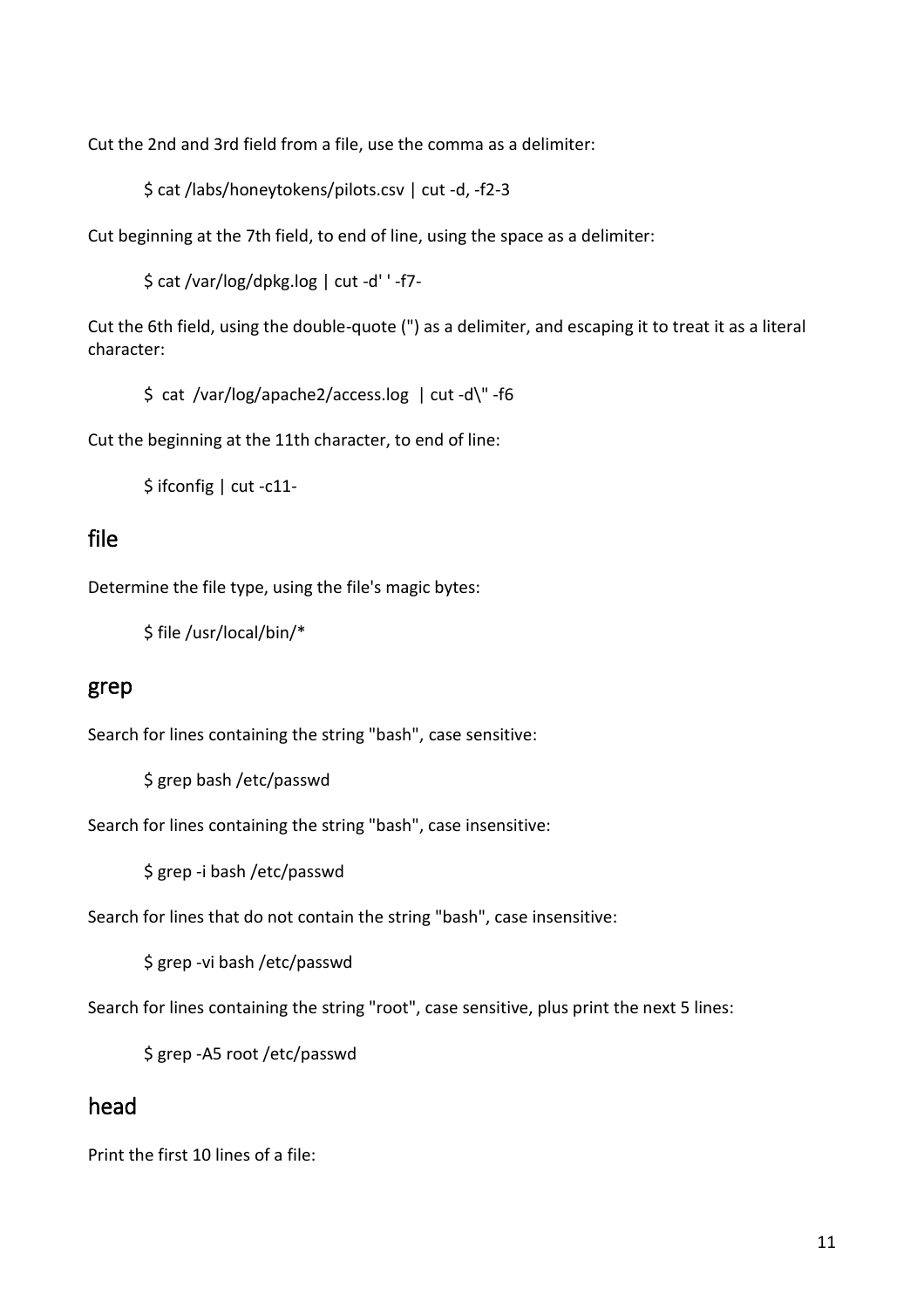Cut the 2nd and 3rd field from a file, use the comma as a delimiter:

```
$ cat /labs/honeytokens/pilots.csv | cut -d, -f2-3
```

Cut beginning at the 7th field, to end of line, using the space as a delimiter:

```
$ cat /var/log/dpkg.log | cut -d' ' -f7-
```

Cut the 6th field, using the double-quote (") as a delimiter, and escaping it to treat it as a literal character:

```
$ cat /var/log/apache2/access.log | cut -d\" -f6
```

Cut the beginning at the 11th character, to end of line:

```
$ ifconfig | cut -c11-
```

## file

Determine the file type, using the file's magic bytes:

```
$ file /usr/local/bin/*
```

## grep

Search for lines containing the string "bash", case sensitive:

```
$ grep bash /etc/passwd
```

Search for lines containing the string "bash", case insensitive:

```
$ grep -i bash /etc/passwd
```

Search for lines that do not contain the string "bash", case insensitive:

```
$ grep -vi bash /etc/passwd
```

Search for lines containing the string "root", case sensitive, plus print the next 5 lines:

```
$ grep -A5 root /etc/passwd
```

## head

Print the first 10 lines of a file: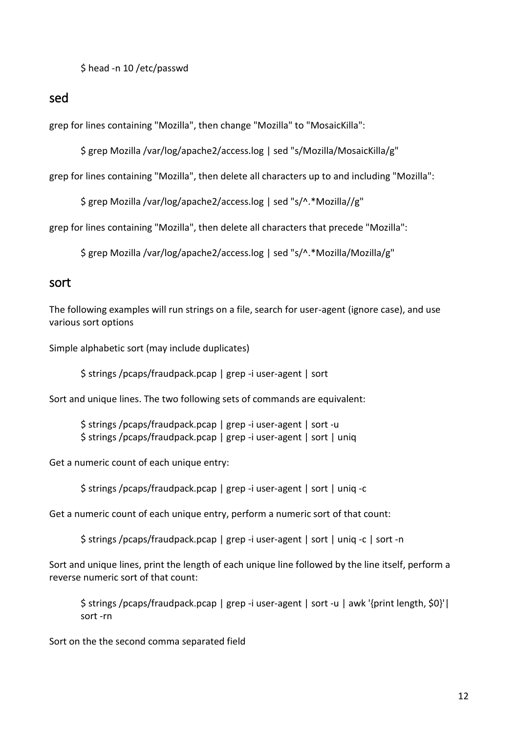```
$ head -n 10 /etc/passwd
```

## sed

grep for lines containing "Mozilla", then change "Mozilla" to "MosaicKilla":

```
$ grep Mozilla /var/log/apache2/access.log | sed "s/Mozilla/MosaicKilla/g"
```

grep for lines containing "Mozilla", then delete all characters up to and including "Mozilla":

```
$ grep Mozilla /var/log/apache2/access.log | sed "s/^.*Mozilla//g"
```

grep for lines containing "Mozilla", then delete all characters that precede "Mozilla":

```
$ grep Mozilla /var/log/apache2/access.log | sed "s/^.*Mozilla/Mozilla/g"
```

## sort

The following examples will run strings on a file, search for user-agent (ignore case), and use various sort options

Simple alphabetic sort (may include duplicates)

```
$ strings /pcaps/fraudpack.pcap | grep -i user-agent | sort
```

Sort and unique lines. The two following sets of commands are equivalent:

```
$ strings /pcaps/fraudpack.pcap | grep -i user-agent | sort -u
$ strings /pcaps/fraudpack.pcap | grep -i user-agent | sort | uniq
```

Get a numeric count of each unique entry:

```
$ strings /pcaps/fraudpack.pcap | grep -i user-agent | sort | uniq -c
```

Get a numeric count of each unique entry, perform a numeric sort of that count:

```
$ strings /pcaps/fraudpack.pcap | grep -i user-agent | sort | uniq -c | sort -n
```

Sort and unique lines, print the length of each unique line followed by the line itself, perform a reverse numeric sort of that count:

```
$ strings /pcaps/fraudpack.pcap | grep -i user-agent | sort -u | awk '{print length, $0}'|
sort -rn
```

Sort on the the second comma separated field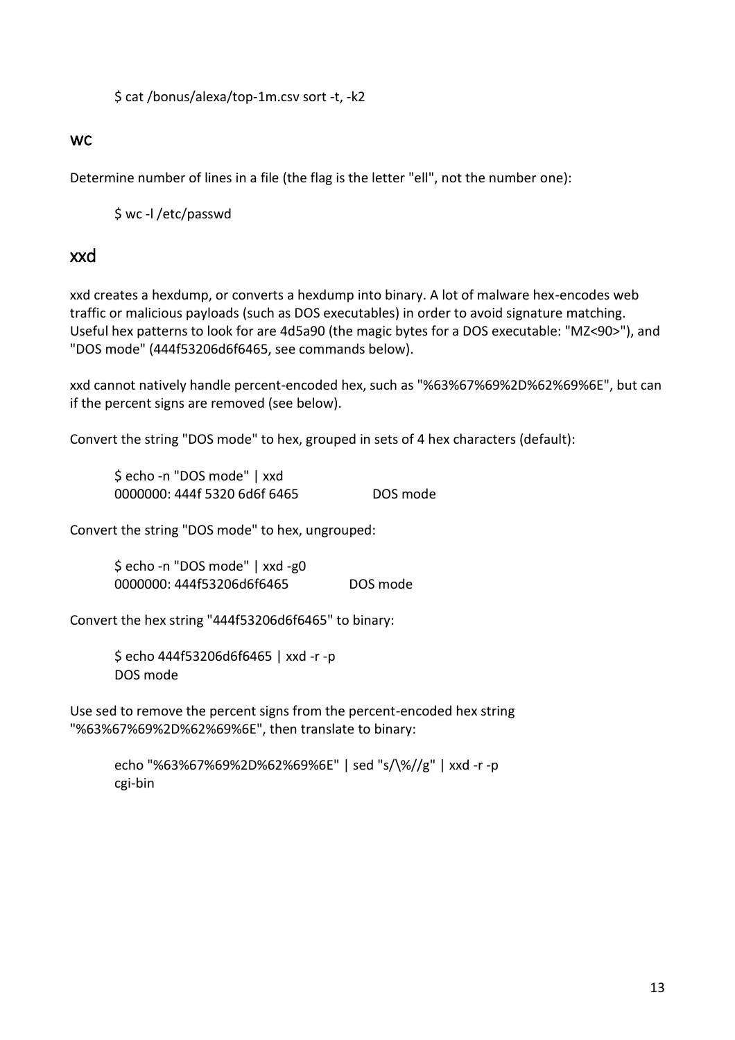```
$ cat /bonus/alexa/top-1m.csv sort -t, -k2
```

## wc

Determine number of lines in a file (the flag is the letter "ell", not the number one):

```
$ wc -l /etc/passwd
```

## xxd

xxd creates a hexdump, or converts a hexdump into binary. A lot of malware hex-encodes web traffic or malicious payloads (such as DOS executables) in order to avoid signature matching. Useful hex patterns to look for are 4d5a90 (the magic bytes for a DOS executable: "MZ<90>"), and "DOS mode" (444f53206d6f6465, see commands below).

xxd cannot natively handle percent-encoded hex, such as "%63%67%69%2D%62%69%6E", but can if the percent signs are removed (see below).

Convert the string "DOS mode" to hex, grouped in sets of 4 hex characters (default):

```
$ echo -n "DOS mode" | xxd
0000000: 444f 5320 6d6f 6465              DOS mode
```

Convert the string "DOS mode" to hex, ungrouped:

```
$ echo -n "DOS mode" | xxd -g0
0000000: 444f53206d6f6465            DOS mode
```

Convert the hex string "444f53206d6f6465" to binary:

```
$ echo 444f53206d6f6465 | xxd -r -p
DOS mode
```

Use sed to remove the percent signs from the percent-encoded hex string "%63%67%69%2D%62%69%6E", then translate to binary:

```
echo "%63%67%69%2D%62%69%6E" | sed "s/\%//g" | xxd -r -p
cgi-bin
```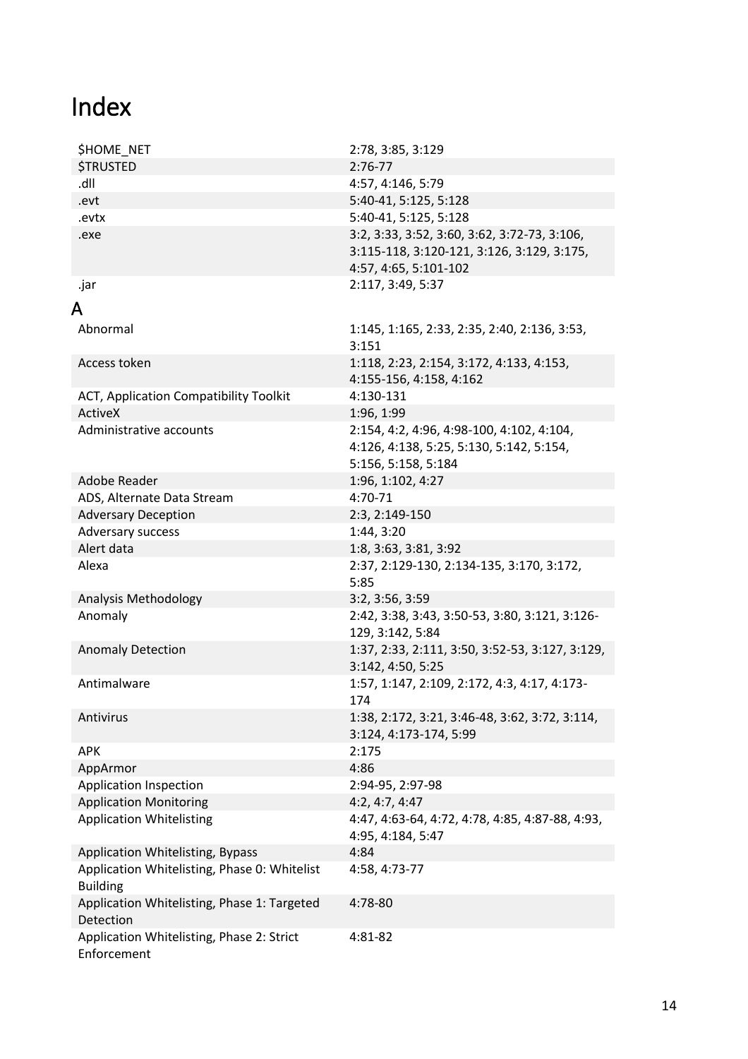# Index

| | |
|---|---|
| $HOME_NET | 2:78, 3:85, 3:129 |
| $TRUSTED | 2:76-77 |
| .dll | 4:57, 4:146, 5:79 |
| .evt | 5:40-41, 5:125, 5:128 |
| .evtx | 5:40-41, 5:125, 5:128 |
| .exe | 3:2, 3:33, 3:52, 3:60, 3:62, 3:72-73, 3:106, 3:115-118, 3:120-121, 3:126, 3:129, 3:175, 4:57, 4:65, 5:101-102 |
| .jar | 2:117, 3:49, 5:37 |

## A

| | |
|---|---|
| Abnormal | 1:145, 1:165, 2:33, 2:35, 2:40, 2:136, 3:53, 3:151 |
| Access token | 1:118, 2:23, 2:154, 3:172, 4:133, 4:153, 4:155-156, 4:158, 4:162 |
| ACT, Application Compatibility Toolkit | 4:130-131 |
| ActiveX | 1:96, 1:99 |
| Administrative accounts | 2:154, 4:2, 4:96, 4:98-100, 4:102, 4:104, 4:126, 4:138, 5:25, 5:130, 5:142, 5:154, 5:156, 5:158, 5:184 |
| Adobe Reader | 1:96, 1:102, 4:27 |
| ADS, Alternate Data Stream | 4:70-71 |
| Adversary Deception | 2:3, 2:149-150 |
| Adversary success | 1:44, 3:20 |
| Alert data | 1:8, 3:63, 3:81, 3:92 |
| Alexa | 2:37, 2:129-130, 2:134-135, 3:170, 3:172, 5:85 |
| Analysis Methodology | 3:2, 3:56, 3:59 |
| Anomaly | 2:42, 3:38, 3:43, 3:50-53, 3:80, 3:121, 3:126-129, 3:142, 5:84 |
| Anomaly Detection | 1:37, 2:33, 2:111, 3:50, 3:52-53, 3:127, 3:129, 3:142, 4:50, 5:25 |
| Antimalware | 1:57, 1:147, 2:109, 2:172, 4:3, 4:17, 4:173-174 |
| Antivirus | 1:38, 2:172, 3:21, 3:46-48, 3:62, 3:72, 3:114, 3:124, 4:173-174, 5:99 |
| APK | 2:175 |
| AppArmor | 4:86 |
| Application Inspection | 2:94-95, 2:97-98 |
| Application Monitoring | 4:2, 4:7, 4:47 |
| Application Whitelisting | 4:47, 4:63-64, 4:72, 4:78, 4:85, 4:87-88, 4:93, 4:95, 4:184, 5:47 |
| Application Whitelisting, Bypass | 4:84 |
| Application Whitelisting, Phase 0: Whitelist Building | 4:58, 4:73-77 |
| Application Whitelisting, Phase 1: Targeted Detection | 4:78-80 |
| Application Whitelisting, Phase 2: Strict Enforcement | 4:81-82 |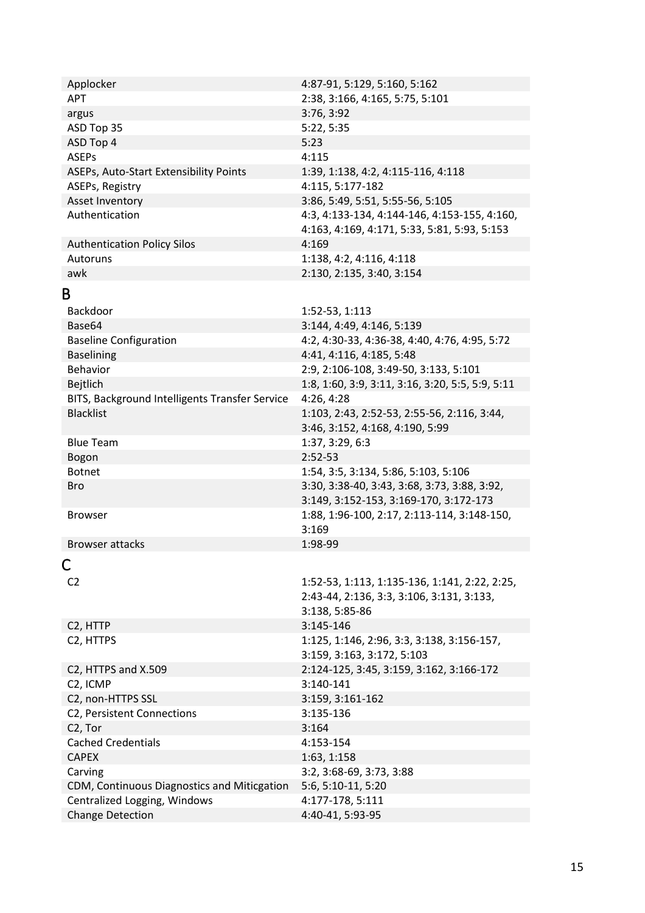| | |
|---|---|
| Applocker | 4:87-91, 5:129, 5:160, 5:162 |
| APT | 2:38, 3:166, 4:165, 5:75, 5:101 |
| argus | 3:76, 3:92 |
| ASD Top 35 | 5:22, 5:35 |
| ASD Top 4 | 5:23 |
| ASEPs | 4:115 |
| ASEPs, Auto-Start Extensibility Points | 1:39, 1:138, 4:2, 4:115-116, 4:118 |
| ASEPs, Registry | 4:115, 5:177-182 |
| Asset Inventory | 3:86, 5:49, 5:51, 5:55-56, 5:105 |
| Authentication | 4:3, 4:133-134, 4:144-146, 4:153-155, 4:160, 4:163, 4:169, 4:171, 5:33, 5:81, 5:93, 5:153 |
| Authentication Policy Silos | 4:169 |
| Autoruns | 1:138, 4:2, 4:116, 4:118 |
| awk | 2:130, 2:135, 3:40, 3:154 |

# B

| | |
|---|---|
| Backdoor | 1:52-53, 1:113 |
| Base64 | 3:144, 4:49, 4:146, 5:139 |
| Baseline Configuration | 4:2, 4:30-33, 4:36-38, 4:40, 4:76, 4:95, 5:72 |
| Baselining | 4:41, 4:116, 4:185, 5:48 |
| Behavior | 2:9, 2:106-108, 3:49-50, 3:133, 5:101 |
| Bejtlich | 1:8, 1:60, 3:9, 3:11, 3:16, 3:20, 5:5, 5:9, 5:11 |
| BITS, Background Intelligent Transfer Service | 4:26, 4:28 |
| Blacklist | 1:103, 2:43, 2:52-53, 2:55-56, 2:116, 3:44, 3:46, 3:152, 4:168, 4:190, 5:99 |
| Blue Team | 1:37, 3:29, 6:3 |
| Bogon | 2:52-53 |
| Botnet | 1:54, 3:5, 3:134, 5:86, 5:103, 5:106 |
| Bro | 3:30, 3:38-40, 3:43, 3:68, 3:73, 3:88, 3:92, 3:149, 3:152-153, 3:169-170, 3:172-173 |
| Browser | 1:88, 1:96-100, 2:17, 2:113-114, 3:148-150, 3:169 |
| Browser attacks | 1:98-99 |

# C

| | |
|---|---|
| C2 | 1:52-53, 1:113, 1:135-136, 1:141, 2:22, 2:25, 2:43-44, 2:136, 3:3, 3:106, 3:131, 3:133, 3:138, 5:85-86 |
| C2, HTTP | 3:145-146 |
| C2, HTTPS | 1:125, 1:146, 2:96, 3:3, 3:138, 3:156-157, 3:159, 3:163, 3:172, 5:103 |
| C2, HTTPS and X.509 | 2:124-125, 3:45, 3:159, 3:162, 3:166-172 |
| C2, ICMP | 3:140-141 |
| C2, non-HTTPS SSL | 3:159, 3:161-162 |
| C2, Persistent Connections | 3:135-136 |
| C2, Tor | 3:164 |
| Cached Credentials | 4:153-154 |
| CAPEX | 1:63, 1:158 |
| Carving | 3:2, 3:68-69, 3:73, 3:88 |
| CDM, Continuous Diagnostics and Miticgation | 5:6, 5:10-11, 5:20 |
| Centralized Logging, Windows | 4:177-178, 5:111 |
| Change Detection | 4:40-41, 5:93-95 |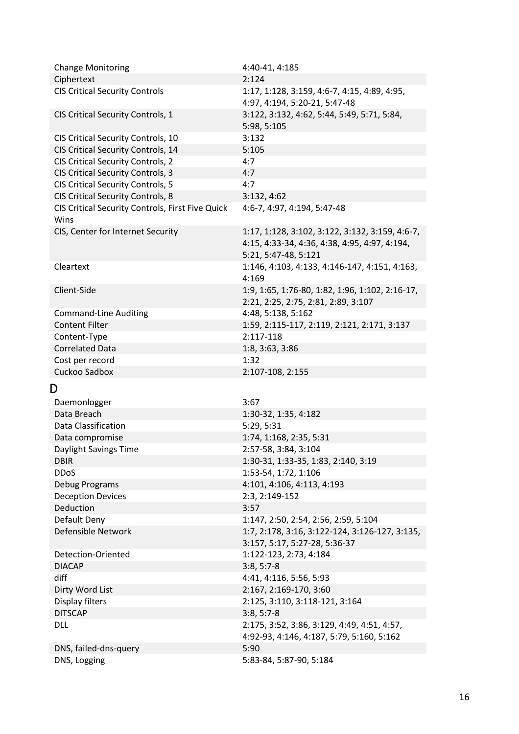| | |
|---|---|
| Change Monitoring | 4:40-41, 4:185 |
| Ciphertext | 2:124 |
| CIS Critical Security Controls | 1:17, 1:128, 3:159, 4:6-7, 4:15, 4:89, 4:95, 4:97, 4:194, 5:20-21, 5:47-48 |
| CIS Critical Security Controls, 1 | 3:122, 3:132, 4:62, 5:44, 5:49, 5:71, 5:84, 5:98, 5:105 |
| CIS Critical Security Controls, 10 | 3:132 |
| CIS Critical Security Controls, 14 | 5:105 |
| CIS Critical Security Controls, 2 | 4:7 |
| CIS Critical Security Controls, 3 | 4:7 |
| CIS Critical Security Controls, 5 | 4:7 |
| CIS Critical Security Controls, 8 | 3:132, 4:62 |
| CIS Critical Security Controls, First Five Quick Wins | 4:6-7, 4:97, 4:194, 5:47-48 |
| CIS, Center for Internet Security | 1:17, 1:128, 3:102, 3:122, 3:132, 3:159, 4:6-7, 4:15, 4:33-34, 4:36, 4:38, 4:95, 4:97, 4:194, 5:21, 5:47-48, 5:121 |
| Cleartext | 1:146, 4:103, 4:133, 4:146-147, 4:151, 4:163, 4:169 |
| Client-Side | 1:9, 1:65, 1:76-80, 1:82, 1:96, 1:102, 2:16-17, 2:21, 2:25, 2:75, 2:81, 2:89, 3:107 |
| Command-Line Auditing | 4:48, 5:138, 5:162 |
| Content Filter | 1:59, 2:115-117, 2:119, 2:121, 2:171, 3:137 |
| Content-Type | 2:117-118 |
| Correlated Data | 1:8, 3:63, 3:86 |
| Cost per record | 1:32 |
| Cuckoo Sadbox | 2:107-108, 2:155 |

## D

| | |
|---|---|
| Daemonlogger | 3:67 |
| Data Breach | 1:30-32, 1:35, 4:182 |
| Data Classification | 5:29, 5:31 |
| Data compromise | 1:74, 1:168, 2:35, 5:31 |
| Daylight Savings Time | 2:57-58, 3:84, 3:104 |
| DBIR | 1:30-31, 1:33-35, 1:83, 2:140, 3:19 |
| DDoS | 1:53-54, 1:72, 1:106 |
| Debug Programs | 4:101, 4:106, 4:113, 4:193 |
| Deception Devices | 2:3, 2:149-152 |
| Deduction | 3:57 |
| Default Deny | 1:147, 2:50, 2:54, 2:56, 2:59, 5:104 |
| Defensible Network | 1:7, 2:178, 3:16, 3:122-124, 3:126-127, 3:135, 3:157, 5:17, 5:27-28, 5:36-37 |
| Detection-Oriented | 1:122-123, 2:73, 4:184 |
| DIACAP | 3:8, 5:7-8 |
| diff | 4:41, 4:116, 5:56, 5:93 |
| Dirty Word List | 2:167, 2:169-170, 3:60 |
| Display filters | 2:125, 3:110, 3:118-121, 3:164 |
| DITSCAP | 3:8, 5:7-8 |
| DLL | 2:175, 3:52, 3:86, 3:129, 4:49, 4:51, 4:57, 4:92-93, 4:146, 4:187, 5:79, 5:160, 5:162 |
| DNS, failed-dns-query | 5:90 |
| DNS, Logging | 5:83-84, 5:87-90, 5:184 |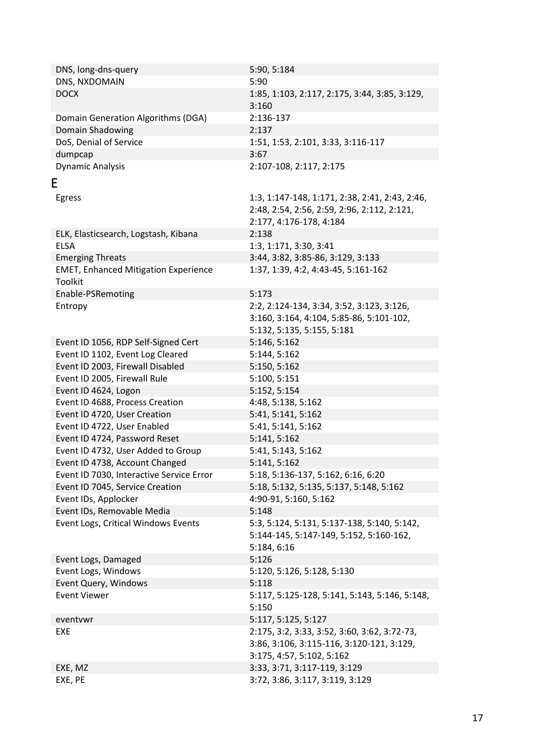| | |
|---|---|
| DNS, long-dns-query | 5:90, 5:184 |
| DNS, NXDOMAIN | 5:90 |
| DOCX | 1:85, 1:103, 2:117, 2:175, 3:44, 3:85, 3:129, 3:160 |
| Domain Generation Algorithms (DGA) | 2:136-137 |
| Domain Shadowing | 2:137 |
| DoS, Denial of Service | 1:51, 1:53, 2:101, 3:33, 3:116-117 |
| dumpcap | 3:67 |
| Dynamic Analysis | 2:107-108, 2:117, 2:175 |

# E

| | |
|---|---|
| Egress | 1:3, 1:147-148, 1:171, 2:38, 2:41, 2:43, 2:46, 2:48, 2:54, 2:56, 2:59, 2:96, 2:112, 2:121, 2:177, 4:176-178, 4:184 |
| ELK, Elasticsearch, Logstash, Kibana | 2:138 |
| ELSA | 1:3, 1:171, 3:30, 3:41 |
| Emerging Threats | 3:44, 3:82, 3:85-86, 3:129, 3:133 |
| EMET, Enhanced Mitigation Experience Toolkit | 1:37, 1:39, 4:2, 4:43-45, 5:161-162 |
| Enable-PSRemoting | 5:173 |
| Entropy | 2:2, 2:124-134, 3:34, 3:52, 3:123, 3:126, 3:160, 3:164, 4:104, 5:85-86, 5:101-102, 5:132, 5:135, 5:155, 5:181 |
| Event ID 1056, RDP Self-Signed Cert | 5:146, 5:162 |
| Event ID 1102, Event Log Cleared | 5:144, 5:162 |
| Event ID 2003, Firewall Disabled | 5:150, 5:162 |
| Event ID 2005, Firewall Rule | 5:100, 5:151 |
| Event ID 4624, Logon | 5:152, 5:154 |
| Event ID 4688, Process Creation | 4:48, 5:138, 5:162 |
| Event ID 4720, User Creation | 5:41, 5:141, 5:162 |
| Event ID 4722, User Enabled | 5:41, 5:141, 5:162 |
| Event ID 4724, Password Reset | 5:141, 5:162 |
| Event ID 4732, User Added to Group | 5:41, 5:143, 5:162 |
| Event ID 4738, Account Changed | 5:141, 5:162 |
| Event ID 7030, Interactive Service Error | 5:18, 5:136-137, 5:162, 6:16, 6:20 |
| Event ID 7045, Service Creation | 5:18, 5:132, 5:135, 5:137, 5:148, 5:162 |
| Event IDs, Applocker | 4:90-91, 5:160, 5:162 |
| Event IDs, Removable Media | 5:148 |
| Event Logs, Critical Windows Events | 5:3, 5:124, 5:131, 5:137-138, 5:140, 5:142, 5:144-145, 5:147-149, 5:152, 5:160-162, 5:184, 6:16 |
| Event Logs, Damaged | 5:126 |
| Event Logs, Windows | 5:120, 5:126, 5:128, 5:130 |
| Event Query, Windows | 5:118 |
| Event Viewer | 5:117, 5:125-128, 5:141, 5:143, 5:146, 5:148, 5:150 |
| eventvwr | 5:117, 5:125, 5:127 |
| EXE | 2:175, 3:2, 3:33, 3:52, 3:60, 3:62, 3:72-73, 3:86, 3:106, 3:115-116, 3:120-121, 3:129, 3:175, 4:57, 5:102, 5:162 |
| EXE, MZ | 3:33, 3:71, 3:117-119, 3:129 |
| EXE, PE | 3:72, 3:86, 3:117, 3:119, 3:129 |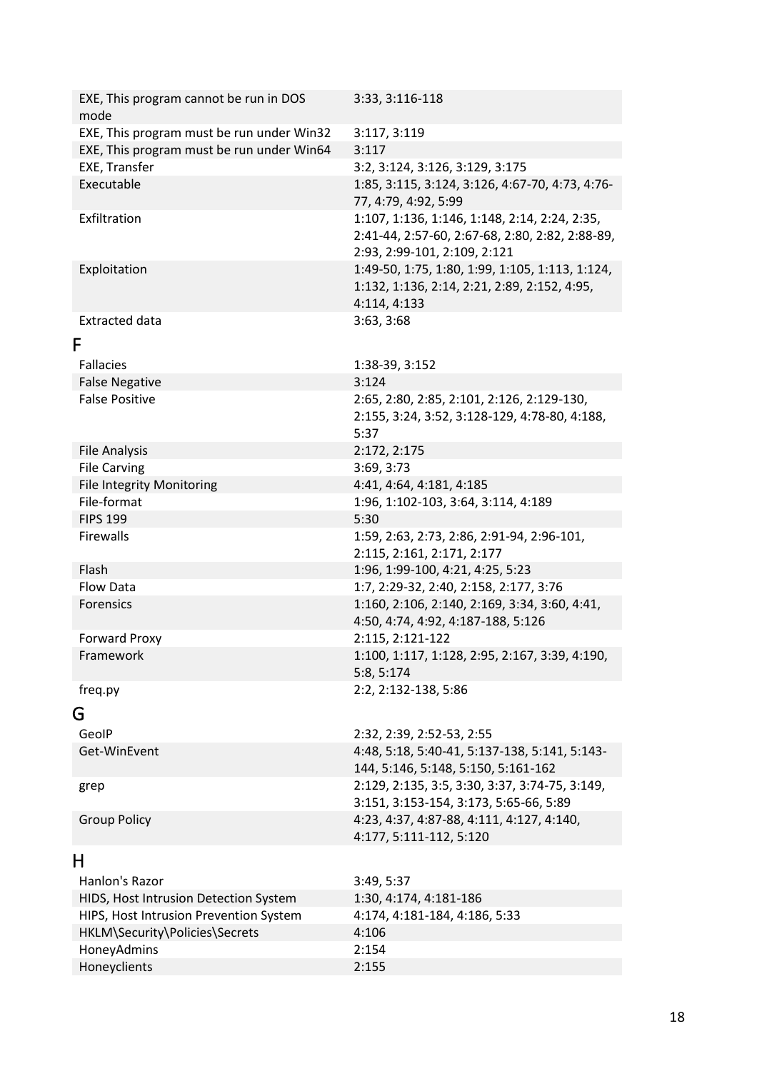| | |
|---|---|
| EXE, This program cannot be run in DOS mode | 3:33, 3:116-118 |
| EXE, This program must be run under Win32 | 3:117, 3:119 |
| EXE, This program must be run under Win64 | 3:117 |
| EXE, Transfer | 3:2, 3:124, 3:126, 3:129, 3:175 |
| Executable | 1:85, 3:115, 3:124, 3:126, 4:67-70, 4:73, 4:76-77, 4:79, 4:92, 5:99 |
| Exfiltration | 1:107, 1:136, 1:146, 1:148, 2:14, 2:24, 2:35, 2:41-44, 2:57-60, 2:67-68, 2:80, 2:82, 2:88-89, 2:93, 2:99-101, 2:109, 2:121 |
| Exploitation | 1:49-50, 1:75, 1:80, 1:99, 1:105, 1:113, 1:124, 1:132, 1:136, 2:14, 2:21, 2:89, 2:152, 4:95, 4:114, 4:133 |
| Extracted data | 3:63, 3:68 |

## F

| | |
|---|---|
| Fallacies | 1:38-39, 3:152 |
| False Negative | 3:124 |
| False Positive | 2:65, 2:80, 2:85, 2:101, 2:126, 2:129-130, 2:155, 3:24, 3:52, 3:128-129, 4:78-80, 4:188, 5:37 |
| File Analysis | 2:172, 2:175 |
| File Carving | 3:69, 3:73 |
| File Integrity Monitoring | 4:41, 4:64, 4:181, 4:185 |
| File-format | 1:96, 1:102-103, 3:64, 3:114, 4:189 |
| FIPS 199 | 5:30 |
| Firewalls | 1:59, 2:63, 2:73, 2:86, 2:91-94, 2:96-101, 2:115, 2:161, 2:171, 2:177 |
| Flash | 1:96, 1:99-100, 4:21, 4:25, 5:23 |
| Flow Data | 1:7, 2:29-32, 2:40, 2:158, 2:177, 3:76 |
| Forensics | 1:160, 2:106, 2:140, 2:169, 3:34, 3:60, 4:41, 4:50, 4:74, 4:92, 4:187-188, 5:126 |
| Forward Proxy | 2:115, 2:121-122 |
| Framework | 1:100, 1:117, 1:128, 2:95, 2:167, 3:39, 4:190, 5:8, 5:174 |
| freq.py | 2:2, 2:132-138, 5:86 |

## G

| | |
|---|---|
| GeoIP | 2:32, 2:39, 2:52-53, 2:55 |
| Get-WinEvent | 4:48, 5:18, 5:40-41, 5:137-138, 5:141, 5:143-144, 5:146, 5:148, 5:150, 5:161-162 |
| grep | 2:129, 2:135, 3:5, 3:30, 3:37, 3:74-75, 3:149, 3:151, 3:153-154, 3:173, 5:65-66, 5:89 |
| Group Policy | 4:23, 4:37, 4:87-88, 4:111, 4:127, 4:140, 4:177, 5:111-112, 5:120 |

## H

| | |
|---|---|
| Hanlon's Razor | 3:49, 5:37 |
| HIDS, Host Intrusion Detection System | 1:30, 4:174, 4:181-186 |
| HIPS, Host Intrusion Prevention System | 4:174, 4:181-184, 4:186, 5:33 |
| HKLM\Security\Policies\Secrets | 4:106 |
| HoneyAdmins | 2:154 |
| Honeyclients | 2:155 |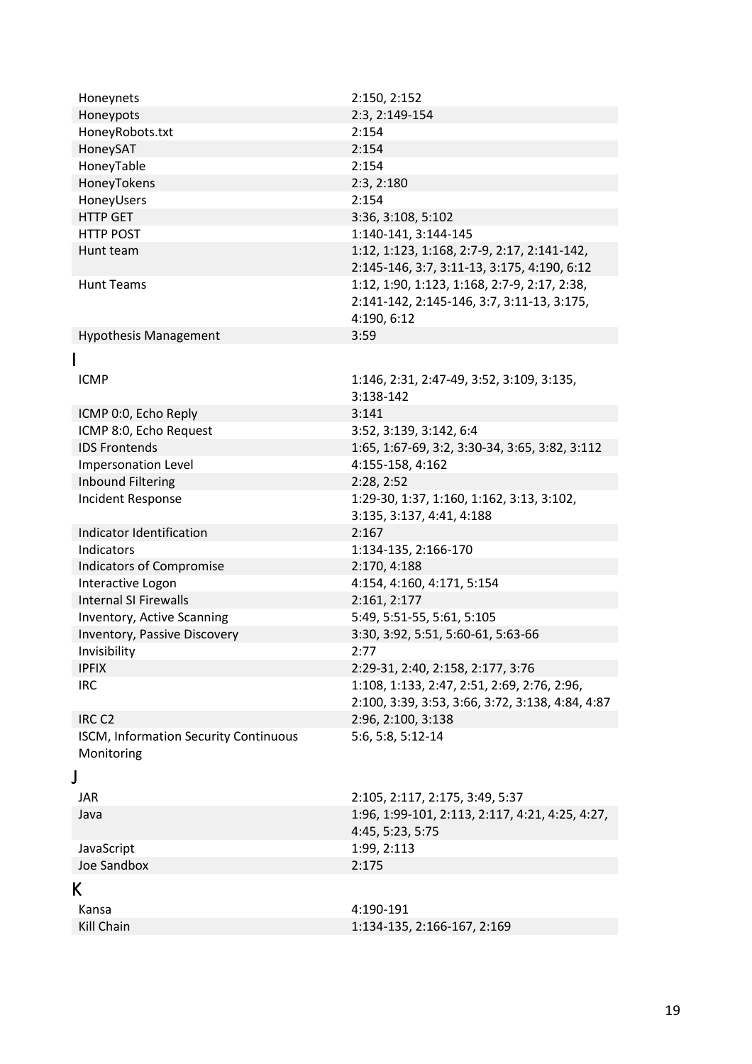| | |
|---|---|
| Honeynets | 2:150, 2:152 |
| Honeypots | 2:3, 2:149-154 |
| HoneyRobots.txt | 2:154 |
| HoneySAT | 2:154 |
| HoneyTable | 2:154 |
| HoneyTokens | 2:3, 2:180 |
| HoneyUsers | 2:154 |
| HTTP GET | 3:36, 3:108, 5:102 |
| HTTP POST | 1:140-141, 3:144-145 |
| Hunt team | 1:12, 1:123, 1:168, 2:7-9, 2:17, 2:141-142, 2:145-146, 3:7, 3:11-13, 3:175, 4:190, 6:12 |
| Hunt Teams | 1:12, 1:90, 1:123, 1:168, 2:7-9, 2:17, 2:38, 2:141-142, 2:145-146, 3:7, 3:11-13, 3:175, 4:190, 6:12 |
| Hypothesis Management | 3:59 |

## I

| | |
|---|---|
| ICMP | 1:146, 2:31, 2:47-49, 3:52, 3:109, 3:135, 3:138-142 |
| ICMP 0:0, Echo Reply | 3:141 |
| ICMP 8:0, Echo Request | 3:52, 3:139, 3:142, 6:4 |
| IDS Frontends | 1:65, 1:67-69, 3:2, 3:30-34, 3:65, 3:82, 3:112 |
| Impersonation Level | 4:155-158, 4:162 |
| Inbound Filtering | 2:28, 2:52 |
| Incident Response | 1:29-30, 1:37, 1:160, 1:162, 3:13, 3:102, 3:135, 3:137, 4:41, 4:188 |
| Indicator Identification | 2:167 |
| Indicators | 1:134-135, 2:166-170 |
| Indicators of Compromise | 2:170, 4:188 |
| Interactive Logon | 4:154, 4:160, 4:171, 5:154 |
| Internal SI Firewalls | 2:161, 2:177 |
| Inventory, Active Scanning | 5:49, 5:51-55, 5:61, 5:105 |
| Inventory, Passive Discovery | 3:30, 3:92, 5:51, 5:60-61, 5:63-66 |
| Invisibility | 2:77 |
| IPFIX | 2:29-31, 2:40, 2:158, 2:177, 3:76 |
| IRC | 1:108, 1:133, 2:47, 2:51, 2:69, 2:76, 2:96, 2:100, 3:39, 3:53, 3:66, 3:72, 3:138, 4:84, 4:87 |
| IRC C2 | 2:96, 2:100, 3:138 |
| ISCM, Information Security Continuous Monitoring | 5:6, 5:8, 5:12-14 |

## J

| | |
|---|---|
| JAR | 2:105, 2:117, 2:175, 3:49, 5:37 |
| Java | 1:96, 1:99-101, 2:113, 2:117, 4:21, 4:25, 4:27, 4:45, 5:23, 5:75 |
| JavaScript | 1:99, 2:113 |
| Joe Sandbox | 2:175 |

## K

| | |
|---|---|
| Kansa | 4:190-191 |
| Kill Chain | 1:134-135, 2:166-167, 2:169 |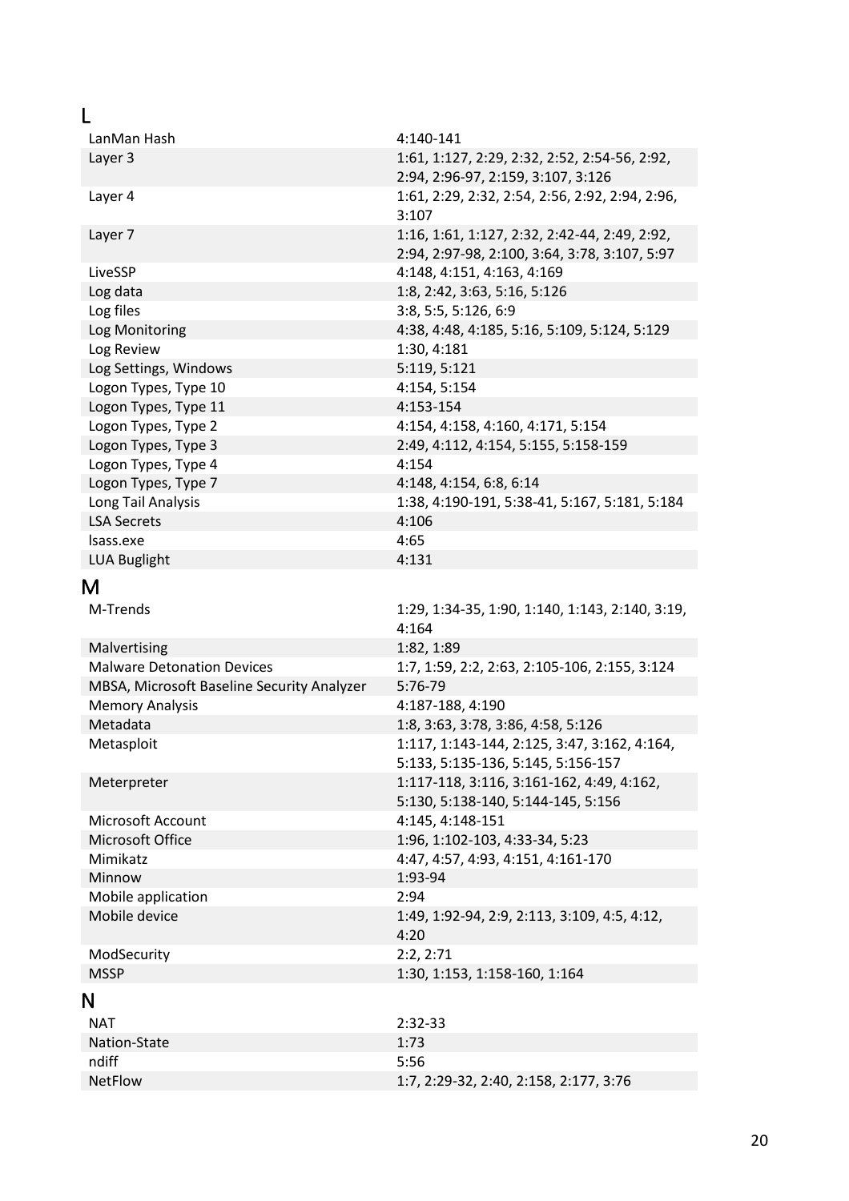## L

| | |
|---|---|
| LanMan Hash | 4:140-141 |
| Layer 3 | 1:61, 1:127, 2:29, 2:32, 2:52, 2:54-56, 2:92, 2:94, 2:96-97, 2:159, 3:107, 3:126 |
| Layer 4 | 1:61, 2:29, 2:32, 2:54, 2:56, 2:92, 2:94, 2:96, 3:107 |
| Layer 7 | 1:16, 1:61, 1:127, 2:32, 2:42-44, 2:49, 2:92, 2:94, 2:97-98, 2:100, 3:64, 3:78, 3:107, 5:97 |
| LiveSSP | 4:148, 4:151, 4:163, 4:169 |
| Log data | 1:8, 2:42, 3:63, 5:16, 5:126 |
| Log files | 3:8, 5:5, 5:126, 6:9 |
| Log Monitoring | 4:38, 4:48, 4:185, 5:16, 5:109, 5:124, 5:129 |
| Log Review | 1:30, 4:181 |
| Log Settings, Windows | 5:119, 5:121 |
| Logon Types, Type 10 | 4:154, 5:154 |
| Logon Types, Type 11 | 4:153-154 |
| Logon Types, Type 2 | 4:154, 4:158, 4:160, 4:171, 5:154 |
| Logon Types, Type 3 | 2:49, 4:112, 4:154, 5:155, 5:158-159 |
| Logon Types, Type 4 | 4:154 |
| Logon Types, Type 7 | 4:148, 4:154, 6:8, 6:14 |
| Long Tail Analysis | 1:38, 4:190-191, 5:38-41, 5:167, 5:181, 5:184 |
| LSA Secrets | 4:106 |
| lsass.exe | 4:65 |
| LUA Buglight | 4:131 |

## M

| | |
|---|---|
| M-Trends | 1:29, 1:34-35, 1:90, 1:140, 1:143, 2:140, 3:19, 4:164 |
| Malvertising | 1:82, 1:89 |
| Malware Detonation Devices | 1:7, 1:59, 2:2, 2:63, 2:105-106, 2:155, 3:124 |
| MBSA, Microsoft Baseline Security Analyzer | 5:76-79 |
| Memory Analysis | 4:187-188, 4:190 |
| Metadata | 1:8, 3:63, 3:78, 3:86, 4:58, 5:126 |
| Metasploit | 1:117, 1:143-144, 2:125, 3:47, 3:162, 4:164, 5:133, 5:135-136, 5:145, 5:156-157 |
| Meterpreter | 1:117-118, 3:116, 3:161-162, 4:49, 4:162, 5:130, 5:138-140, 5:144-145, 5:156 |
| Microsoft Account | 4:145, 4:148-151 |
| Microsoft Office | 1:96, 1:102-103, 4:33-34, 5:23 |
| Mimikatz | 4:47, 4:57, 4:93, 4:151, 4:161-170 |
| Minnow | 1:93-94 |
| Mobile application | 2:94 |
| Mobile device | 1:49, 1:92-94, 2:9, 2:113, 3:109, 4:5, 4:12, 4:20 |
| ModSecurity | 2:2, 2:71 |
| MSSP | 1:30, 1:153, 1:158-160, 1:164 |

## N

| | |
|---|---|
| NAT | 2:32-33 |
| Nation-State | 1:73 |
| ndiff | 5:56 |
| NetFlow | 1:7, 2:29-32, 2:40, 2:158, 2:177, 3:76 |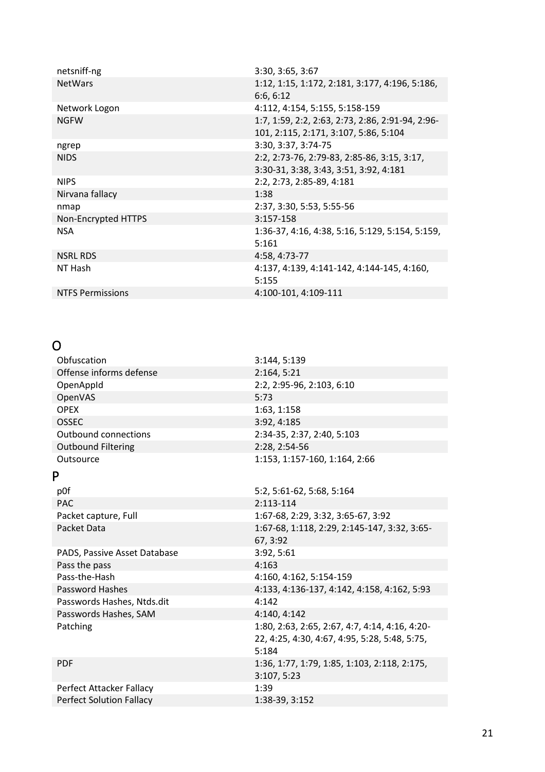| | |
|---|---|
| netsniff-ng | 3:30, 3:65, 3:67 |
| NetWars | 1:12, 1:15, 1:172, 2:181, 3:177, 4:196, 5:186, 6:6, 6:12 |
| Network Logon | 4:112, 4:154, 5:155, 5:158-159 |
| NGFW | 1:7, 1:59, 2:2, 2:63, 2:73, 2:86, 2:91-94, 2:96-101, 2:115, 2:171, 3:107, 5:86, 5:104 |
| ngrep | 3:30, 3:37, 3:74-75 |
| NIDS | 2:2, 2:73-76, 2:79-83, 2:85-86, 3:15, 3:17, 3:30-31, 3:38, 3:43, 3:51, 3:92, 4:181 |
| NIPS | 2:2, 2:73, 2:85-89, 4:181 |
| Nirvana fallacy | 1:38 |
| nmap | 2:37, 3:30, 5:53, 5:55-56 |
| Non-Encrypted HTTPS | 3:157-158 |
| NSA | 1:36-37, 4:16, 4:38, 5:16, 5:129, 5:154, 5:159, 5:161 |
| NSRL RDS | 4:58, 4:73-77 |
| NT Hash | 4:137, 4:139, 4:141-142, 4:144-145, 4:160, 5:155 |
| NTFS Permissions | 4:100-101, 4:109-111 |

# O

| | |
|---|---|
| Obfuscation | 3:144, 5:139 |
| Offense informs defense | 2:164, 5:21 |
| OpenAppId | 2:2, 2:95-96, 2:103, 6:10 |
| OpenVAS | 5:73 |
| OPEX | 1:63, 1:158 |
| OSSEC | 3:92, 4:185 |
| Outbound connections | 2:34-35, 2:37, 2:40, 5:103 |
| Outbound Filtering | 2:28, 2:54-56 |
| Outsource | 1:153, 1:157-160, 1:164, 2:66 |

# P

| | |
|---|---|
| p0f | 5:2, 5:61-62, 5:68, 5:164 |
| PAC | 2:113-114 |
| Packet capture, Full | 1:67-68, 2:29, 3:32, 3:65-67, 3:92 |
| Packet Data | 1:67-68, 1:118, 2:29, 2:145-147, 3:32, 3:65-67, 3:92 |
| PADS, Passive Asset Database | 3:92, 5:61 |
| Pass the pass | 4:163 |
| Pass-the-Hash | 4:160, 4:162, 5:154-159 |
| Password Hashes | 4:133, 4:136-137, 4:142, 4:158, 4:162, 5:93 |
| Passwords Hashes, Ntds.dit | 4:142 |
| Passwords Hashes, SAM | 4:140, 4:142 |
| Patching | 1:80, 2:63, 2:65, 2:67, 4:7, 4:14, 4:16, 4:20-22, 4:25, 4:30, 4:67, 4:95, 5:28, 5:48, 5:75, 5:184 |
| PDF | 1:36, 1:77, 1:79, 1:85, 1:103, 2:118, 2:175, 3:107, 5:23 |
| Perfect Attacker Fallacy | 1:39 |
| Perfect Solution Fallacy | 1:38-39, 3:152 |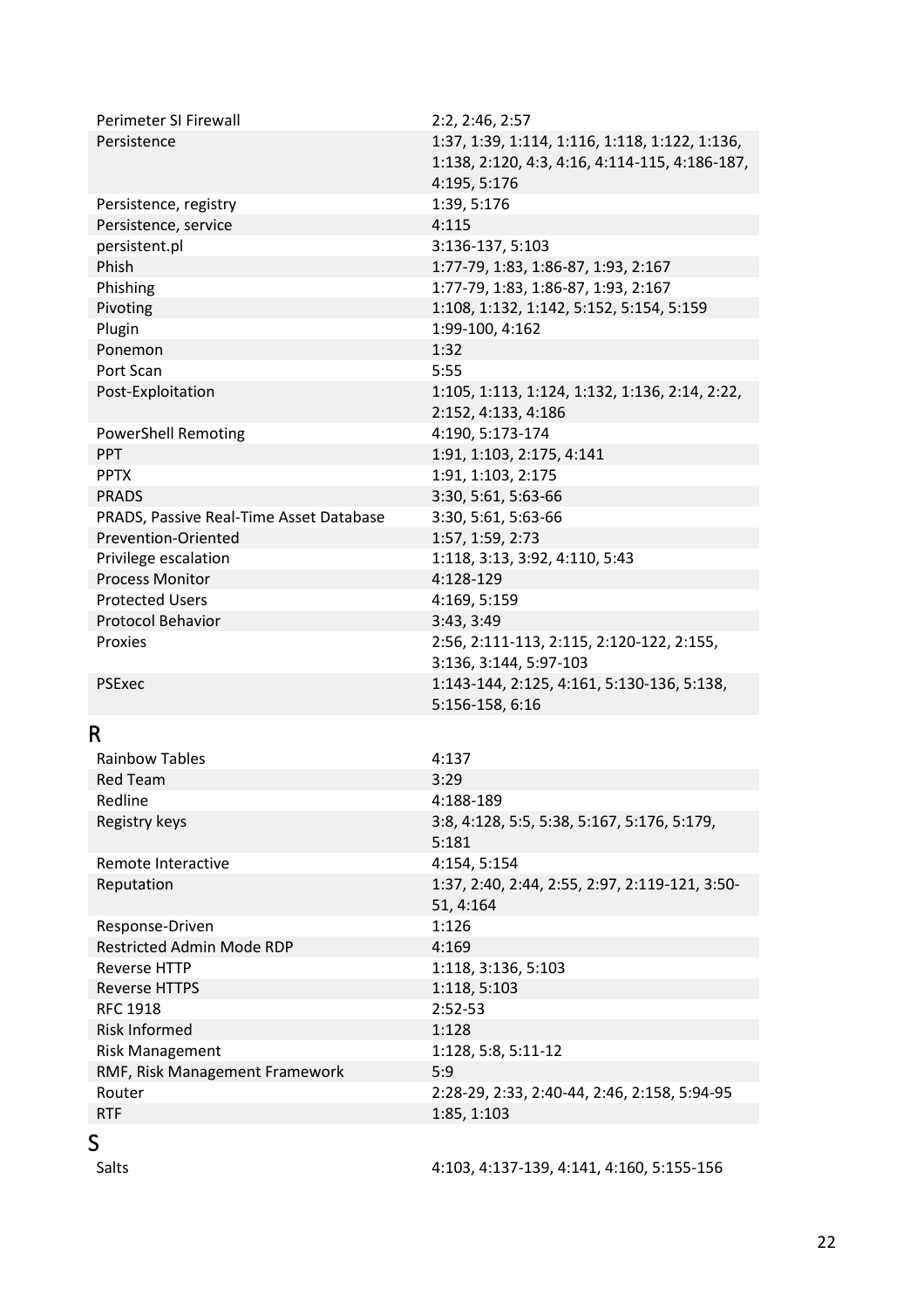| Term | Pages |
|---|---|
| Perimeter SI Firewall | 2:2, 2:46, 2:57 |
| Persistence | 1:37, 1:39, 1:114, 1:116, 1:118, 1:122, 1:136, 1:138, 2:120, 4:3, 4:16, 4:114-115, 4:186-187, 4:195, 5:176 |
| Persistence, registry | 1:39, 5:176 |
| Persistence, service | 4:115 |
| persistent.pl | 3:136-137, 5:103 |
| Phish | 1:77-79, 1:83, 1:86-87, 1:93, 2:167 |
| Phishing | 1:77-79, 1:83, 1:86-87, 1:93, 2:167 |
| Pivoting | 1:108, 1:132, 1:142, 5:152, 5:154, 5:159 |
| Plugin | 1:99-100, 4:162 |
| Ponemon | 1:32 |
| Port Scan | 5:55 |
| Post-Exploitation | 1:105, 1:113, 1:124, 1:132, 1:136, 2:14, 2:22, 2:152, 4:133, 4:186 |
| PowerShell Remoting | 4:190, 5:173-174 |
| PPT | 1:91, 1:103, 2:175, 4:141 |
| PPTX | 1:91, 1:103, 2:175 |
| PRADS | 3:30, 5:61, 5:63-66 |
| PRADS, Passive Real-Time Asset Database | 3:30, 5:61, 5:63-66 |
| Prevention-Oriented | 1:57, 1:59, 2:73 |
| Privilege escalation | 1:118, 3:13, 3:92, 4:110, 5:43 |
| Process Monitor | 4:128-129 |
| Protected Users | 4:169, 5:159 |
| Protocol Behavior | 3:43, 3:49 |
| Proxies | 2:56, 2:111-113, 2:115, 2:120-122, 2:155, 3:136, 3:144, 5:97-103 |
| PSExec | 1:143-144, 2:125, 4:161, 5:130-136, 5:138, 5:156-158, 6:16 |

## R

| Term | Pages |
|---|---|
| Rainbow Tables | 4:137 |
| Red Team | 3:29 |
| Redline | 4:188-189 |
| Registry keys | 3:8, 4:128, 5:5, 5:38, 5:167, 5:176, 5:179, 5:181 |
| Remote Interactive | 4:154, 5:154 |
| Reputation | 1:37, 2:40, 2:44, 2:55, 2:97, 2:119-121, 3:50-51, 4:164 |
| Response-Driven | 1:126 |
| Restricted Admin Mode RDP | 4:169 |
| Reverse HTTP | 1:118, 3:136, 5:103 |
| Reverse HTTPS | 1:118, 5:103 |
| RFC 1918 | 2:52-53 |
| Risk Informed | 1:128 |
| Risk Management | 1:128, 5:8, 5:11-12 |
| RMF, Risk Management Framework | 5:9 |
| Router | 2:28-29, 2:33, 2:40-44, 2:46, 2:158, 5:94-95 |
| RTF | 1:85, 1:103 |

## S

| Term | Pages |
|---|---|
| Salts | 4:103, 4:137-139, 4:141, 4:160, 5:155-156 |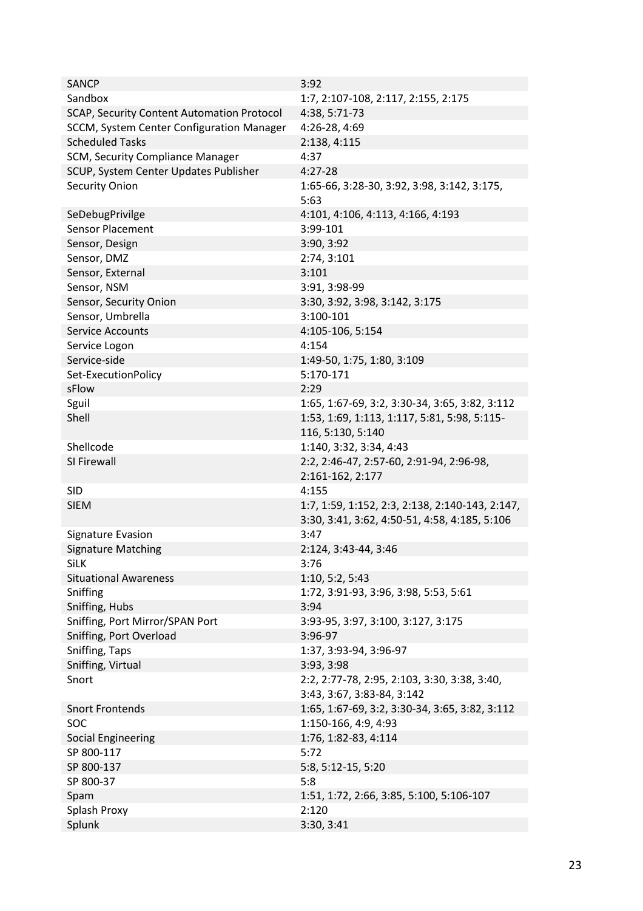| | |
|---|---|
| SANCP | 3:92 |
| Sandbox | 1:7, 2:107-108, 2:117, 2:155, 2:175 |
| SCAP, Security Content Automation Protocol | 4:38, 5:71-73 |
| SCCM, System Center Configuration Manager | 4:26-28, 4:69 |
| Scheduled Tasks | 2:138, 4:115 |
| SCM, Security Compliance Manager | 4:37 |
| SCUP, System Center Updates Publisher | 4:27-28 |
| Security Onion | 1:65-66, 3:28-30, 3:92, 3:98, 3:142, 3:175, 5:63 |
| SeDebugPrivilge | 4:101, 4:106, 4:113, 4:166, 4:193 |
| Sensor Placement | 3:99-101 |
| Sensor, Design | 3:90, 3:92 |
| Sensor, DMZ | 2:74, 3:101 |
| Sensor, External | 3:101 |
| Sensor, NSM | 3:91, 3:98-99 |
| Sensor, Security Onion | 3:30, 3:92, 3:98, 3:142, 3:175 |
| Sensor, Umbrella | 3:100-101 |
| Service Accounts | 4:105-106, 5:154 |
| Service Logon | 4:154 |
| Service-side | 1:49-50, 1:75, 1:80, 3:109 |
| Set-ExecutionPolicy | 5:170-171 |
| sFlow | 2:29 |
| Sguil | 1:65, 1:67-69, 3:2, 3:30-34, 3:65, 3:82, 3:112 |
| Shell | 1:53, 1:69, 1:113, 1:117, 5:81, 5:98, 5:115-116, 5:130, 5:140 |
| Shellcode | 1:140, 3:32, 3:34, 4:43 |
| SI Firewall | 2:2, 2:46-47, 2:57-60, 2:91-94, 2:96-98, 2:161-162, 2:177 |
| SID | 4:155 |
| SIEM | 1:7, 1:59, 1:152, 2:3, 2:138, 2:140-143, 2:147, 3:30, 3:41, 3:62, 4:50-51, 4:58, 4:185, 5:106 |
| Signature Evasion | 3:47 |
| Signature Matching | 2:124, 3:43-44, 3:46 |
| SiLK | 3:76 |
| Situational Awareness | 1:10, 5:2, 5:43 |
| Sniffing | 1:72, 3:91-93, 3:96, 3:98, 5:53, 5:61 |
| Sniffing, Hubs | 3:94 |
| Sniffing, Port Mirror/SPAN Port | 3:93-95, 3:97, 3:100, 3:127, 3:175 |
| Sniffing, Port Overload | 3:96-97 |
| Sniffing, Taps | 1:37, 3:93-94, 3:96-97 |
| Sniffing, Virtual | 3:93, 3:98 |
| Snort | 2:2, 2:77-78, 2:95, 2:103, 3:30, 3:38, 3:40, 3:43, 3:67, 3:83-84, 3:142 |
| Snort Frontends | 1:65, 1:67-69, 3:2, 3:30-34, 3:65, 3:82, 3:112 |
| SOC | 1:150-166, 4:9, 4:93 |
| Social Engineering | 1:76, 1:82-83, 4:114 |
| SP 800-117 | 5:72 |
| SP 800-137 | 5:8, 5:12-15, 5:20 |
| SP 800-37 | 5:8 |
| Spam | 1:51, 1:72, 2:66, 3:85, 5:100, 5:106-107 |
| Splash Proxy | 2:120 |
| Splunk | 3:30, 3:41 |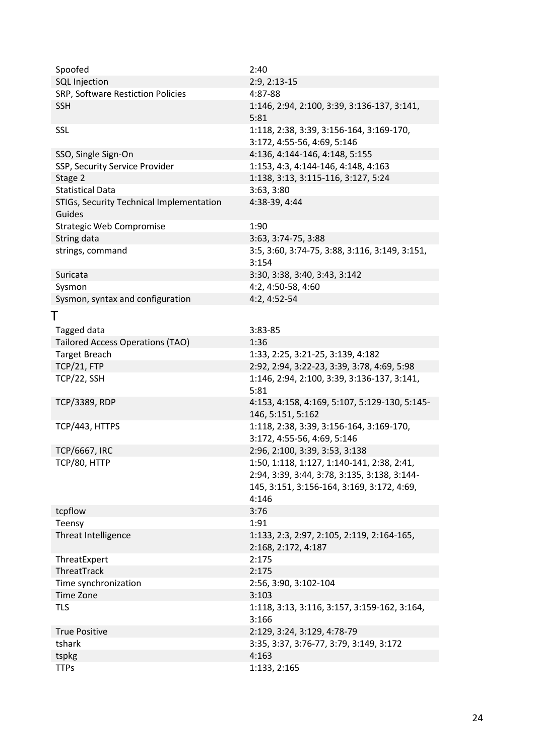| | |
|---|---|
| Spoofed | 2:40 |
| SQL Injection | 2:9, 2:13-15 |
| SRP, Software Restiction Policies | 4:87-88 |
| SSH | 1:146, 2:94, 2:100, 3:39, 3:136-137, 3:141, 5:81 |
| SSL | 1:118, 2:38, 3:39, 3:156-164, 3:169-170, 3:172, 4:55-56, 4:69, 5:146 |
| SSO, Single Sign-On | 4:136, 4:144-146, 4:148, 5:155 |
| SSP, Security Service Provider | 1:153, 4:3, 4:144-146, 4:148, 4:163 |
| Stage 2 | 1:138, 3:13, 3:115-116, 3:127, 5:24 |
| Statistical Data | 3:63, 3:80 |
| STIGs, Security Technical Implementation Guides | 4:38-39, 4:44 |
| Strategic Web Compromise | 1:90 |
| String data | 3:63, 3:74-75, 3:88 |
| strings, command | 3:5, 3:60, 3:74-75, 3:88, 3:116, 3:149, 3:151, 3:154 |
| Suricata | 3:30, 3:38, 3:40, 3:43, 3:142 |
| Sysmon | 4:2, 4:50-58, 4:60 |
| Sysmon, syntax and configuration | 4:2, 4:52-54 |

# T

| | |
|---|---|
| Tagged data | 3:83-85 |
| Tailored Access Operations (TAO) | 1:36 |
| Target Breach | 1:33, 2:25, 3:21-25, 3:139, 4:182 |
| TCP/21, FTP | 2:92, 2:94, 3:22-23, 3:39, 3:78, 4:69, 5:98 |
| TCP/22, SSH | 1:146, 2:94, 2:100, 3:39, 3:136-137, 3:141, 5:81 |
| TCP/3389, RDP | 4:153, 4:158, 4:169, 5:107, 5:129-130, 5:145-146, 5:151, 5:162 |
| TCP/443, HTTPS | 1:118, 2:38, 3:39, 3:156-164, 3:169-170, 3:172, 4:55-56, 4:69, 5:146 |
| TCP/6667, IRC | 2:96, 2:100, 3:39, 3:53, 3:138 |
| TCP/80, HTTP | 1:50, 1:118, 1:127, 1:140-141, 2:38, 2:41, 2:94, 3:39, 3:44, 3:78, 3:135, 3:138, 3:144-145, 3:151, 3:156-164, 3:169, 3:172, 4:69, 4:146 |
| tcpflow | 3:76 |
| Teensy | 1:91 |
| Threat Intelligence | 1:133, 2:3, 2:97, 2:105, 2:119, 2:164-165, 2:168, 2:172, 4:187 |
| ThreatExpert | 2:175 |
| ThreatTrack | 2:175 |
| Time synchronization | 2:56, 3:90, 3:102-104 |
| Time Zone | 3:103 |
| TLS | 1:118, 3:13, 3:116, 3:157, 3:159-162, 3:164, 3:166 |
| True Positive | 2:129, 3:24, 3:129, 4:78-79 |
| tshark | 3:35, 3:37, 3:76-77, 3:79, 3:149, 3:172 |
| tspkg | 4:163 |
| TTPs | 1:133, 2:165 |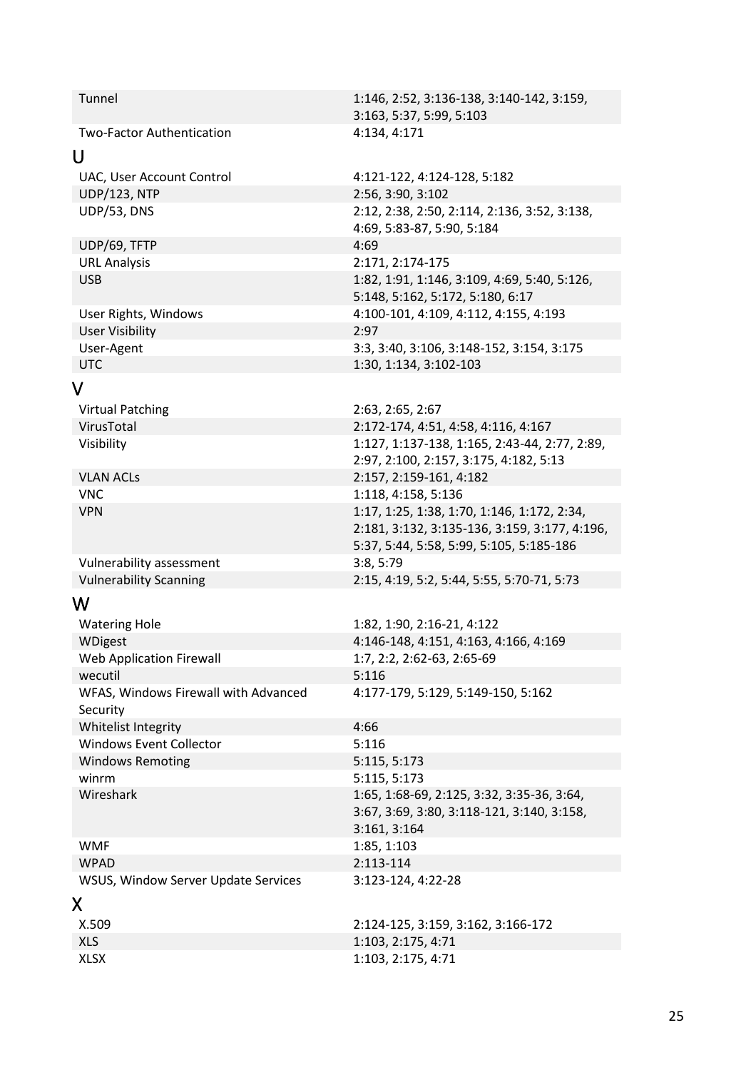| | |
|---|---|
| Tunnel | 1:146, 2:52, 3:136-138, 3:140-142, 3:159, 3:163, 5:37, 5:99, 5:103 |
| Two-Factor Authentication | 4:134, 4:171 |

## U

| | |
|---|---|
| UAC, User Account Control | 4:121-122, 4:124-128, 5:182 |
| UDP/123, NTP | 2:56, 3:90, 3:102 |
| UDP/53, DNS | 2:12, 2:38, 2:50, 2:114, 2:136, 3:52, 3:138, 4:69, 5:83-87, 5:90, 5:184 |
| UDP/69, TFTP | 4:69 |
| URL Analysis | 2:171, 2:174-175 |
| USB | 1:82, 1:91, 1:146, 3:109, 4:69, 5:40, 5:126, 5:148, 5:162, 5:172, 5:180, 6:17 |
| User Rights, Windows | 4:100-101, 4:109, 4:112, 4:155, 4:193 |
| User Visibility | 2:97 |
| User-Agent | 3:3, 3:40, 3:106, 3:148-152, 3:154, 3:175 |
| UTC | 1:30, 1:134, 3:102-103 |

## V

| | |
|---|---|
| Virtual Patching | 2:63, 2:65, 2:67 |
| VirusTotal | 2:172-174, 4:51, 4:58, 4:116, 4:167 |
| Visibility | 1:127, 1:137-138, 1:165, 2:43-44, 2:77, 2:89, 2:97, 2:100, 2:157, 3:175, 4:182, 5:13 |
| VLAN ACLs | 2:157, 2:159-161, 4:182 |
| VNC | 1:118, 4:158, 5:136 |
| VPN | 1:17, 1:25, 1:38, 1:70, 1:146, 1:172, 2:34, 2:181, 3:132, 3:135-136, 3:159, 3:177, 4:196, 5:37, 5:44, 5:58, 5:99, 5:105, 5:185-186 |
| Vulnerability assessment | 3:8, 5:79 |
| Vulnerability Scanning | 2:15, 4:19, 5:2, 5:44, 5:55, 5:70-71, 5:73 |

## W

| | |
|---|---|
| Watering Hole | 1:82, 1:90, 2:16-21, 4:122 |
| WDigest | 4:146-148, 4:151, 4:163, 4:166, 4:169 |
| Web Application Firewall | 1:7, 2:2, 2:62-63, 2:65-69 |
| wecutil | 5:116 |
| WFAS, Windows Firewall with Advanced Security | 4:177-179, 5:129, 5:149-150, 5:162 |
| Whitelist Integrity | 4:66 |
| Windows Event Collector | 5:116 |
| Windows Remoting | 5:115, 5:173 |
| winrm | 5:115, 5:173 |
| Wireshark | 1:65, 1:68-69, 2:125, 3:32, 3:35-36, 3:64, 3:67, 3:69, 3:80, 3:118-121, 3:140, 3:158, 3:161, 3:164 |
| WMF | 1:85, 1:103 |
| WPAD | 2:113-114 |
| WSUS, Window Server Update Services | 3:123-124, 4:22-28 |

## X

| | |
|---|---|
| X.509 | 2:124-125, 3:159, 3:162, 3:166-172 |
| XLS | 1:103, 2:175, 4:71 |
| XLSX | 1:103, 2:175, 4:71 |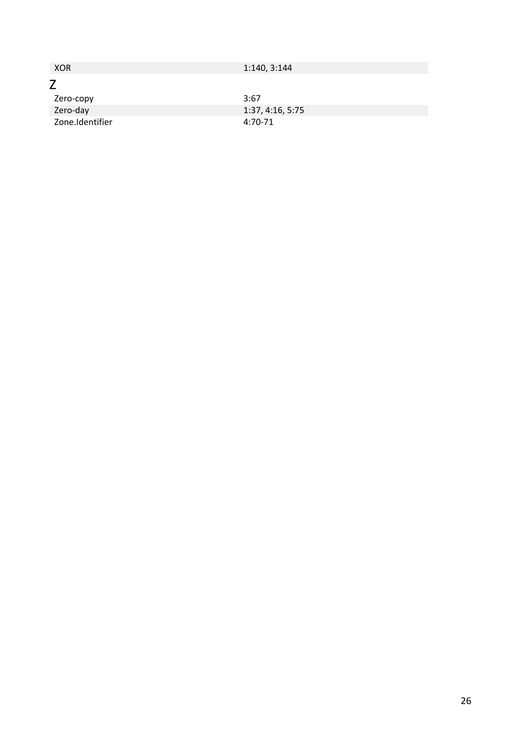| | |
|---|---|
| XOR | 1:140, 3:144 |

## Z

| | |
|---|---|
| Zero-copy | 3:67 |
| Zero-day | 1:37, 4:16, 5:75 |
| Zone.Identifier | 4:70-71 |